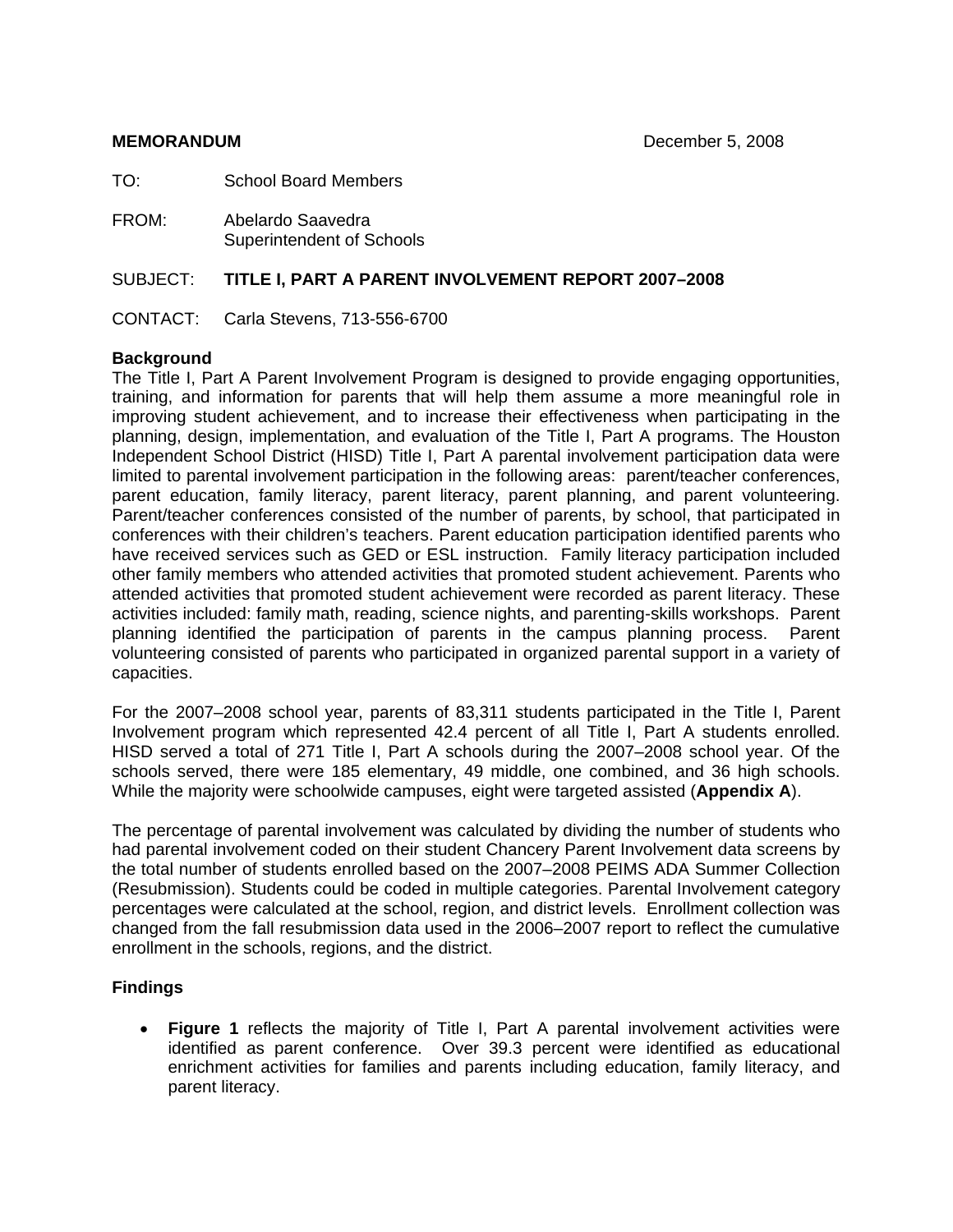**MEMORANDUM** December 5, 2008

TO: School Board Members

FROM: Abelardo Saavedra
Superintendent of Schools

SUBJECT: **TITLE I, PART A PARENT INVOLVEMENT REPORT 2007–2008**

CONTACT: Carla Stevens, 713-556-6700

**Background**

The Title I, Part A Parent Involvement Program is designed to provide engaging opportunities, training, and information for parents that will help them assume a more meaningful role in improving student achievement, and to increase their effectiveness when participating in the planning, design, implementation, and evaluation of the Title I, Part A programs. The Houston Independent School District (HISD) Title I, Part A parental involvement participation data were limited to parental involvement participation in the following areas: parent/teacher conferences, parent education, family literacy, parent literacy, parent planning, and parent volunteering. Parent/teacher conferences consisted of the number of parents, by school, that participated in conferences with their children's teachers. Parent education participation identified parents who have received services such as GED or ESL instruction. Family literacy participation included other family members who attended activities that promoted student achievement. Parents who attended activities that promoted student achievement were recorded as parent literacy. These activities included: family math, reading, science nights, and parenting-skills workshops. Parent planning identified the participation of parents in the campus planning process. Parent volunteering consisted of parents who participated in organized parental support in a variety of capacities.

For the 2007–2008 school year, parents of 83,311 students participated in the Title I, Parent Involvement program which represented 42.4 percent of all Title I, Part A students enrolled. HISD served a total of 271 Title I, Part A schools during the 2007–2008 school year. Of the schools served, there were 185 elementary, 49 middle, one combined, and 36 high schools. While the majority were schoolwide campuses, eight were targeted assisted (**Appendix A**).

The percentage of parental involvement was calculated by dividing the number of students who had parental involvement coded on their student Chancery Parent Involvement data screens by the total number of students enrolled based on the 2007–2008 PEIMS ADA Summer Collection (Resubmission). Students could be coded in multiple categories. Parental Involvement category percentages were calculated at the school, region, and district levels. Enrollment collection was changed from the fall resubmission data used in the 2006–2007 report to reflect the cumulative enrollment in the schools, regions, and the district.

**Findings**

- **Figure 1** reflects the majority of Title I, Part A parental involvement activities were identified as parent conference. Over 39.3 percent were identified as educational enrichment activities for families and parents including education, family literacy, and parent literacy.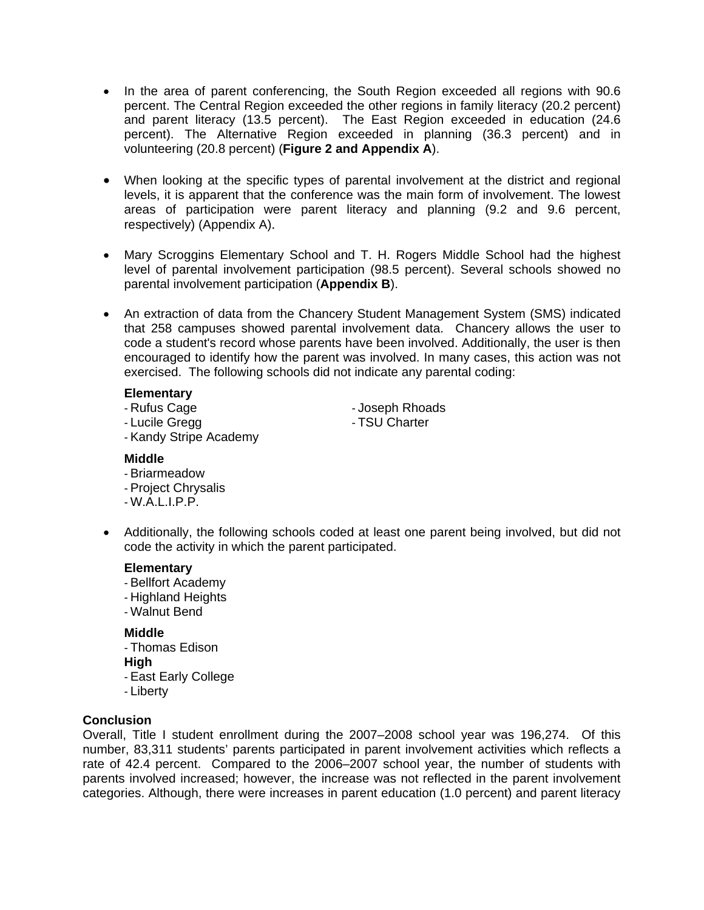- In the area of parent conferencing, the South Region exceeded all regions with 90.6 percent. The Central Region exceeded the other regions in family literacy (20.2 percent) and parent literacy (13.5 percent). The East Region exceeded in education (24.6 percent). The Alternative Region exceeded in planning (36.3 percent) and in volunteering (20.8 percent) (**Figure 2 and Appendix A**).

- When looking at the specific types of parental involvement at the district and regional levels, it is apparent that the conference was the main form of involvement. The lowest areas of participation were parent literacy and planning (9.2 and 9.6 percent, respectively) (Appendix A).

- Mary Scroggins Elementary School and T. H. Rogers Middle School had the highest level of parental involvement participation (98.5 percent). Several schools showed no parental involvement participation (**Appendix B**).

- An extraction of data from the Chancery Student Management System (SMS) indicated that 258 campuses showed parental involvement data. Chancery allows the user to code a student's record whose parents have been involved. Additionally, the user is then encouraged to identify how the parent was involved. In many cases, this action was not exercised. The following schools did not indicate any parental coding:

  **Elementary**
  - Rufus Cage
  - Lucile Gregg
  - Kandy Stripe Academy
  - Joseph Rhoads
  - TSU Charter

  **Middle**
  - Briarmeadow
  - Project Chrysalis
  - W.A.L.I.P.P.

- Additionally, the following schools coded at least one parent being involved, but did not code the activity in which the parent participated.

  **Elementary**
  - Bellfort Academy
  - Highland Heights
  - Walnut Bend

  **Middle**
  - Thomas Edison

  **High**
  - East Early College
  - Liberty

**Conclusion**

Overall, Title I student enrollment during the 2007–2008 school year was 196,274. Of this number, 83,311 students' parents participated in parent involvement activities which reflects a rate of 42.4 percent. Compared to the 2006–2007 school year, the number of students with parents involved increased; however, the increase was not reflected in the parent involvement categories. Although, there were increases in parent education (1.0 percent) and parent literacy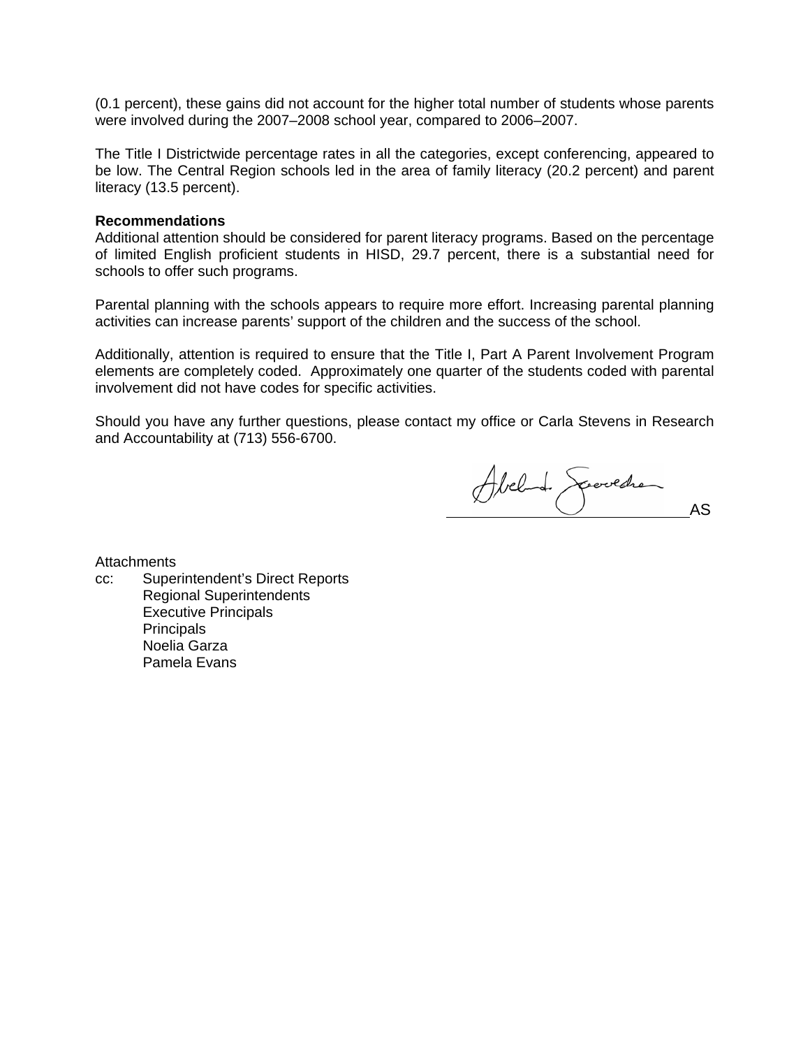(0.1 percent), these gains did not account for the higher total number of students whose parents were involved during the 2007–2008 school year, compared to 2006–2007.

The Title I Districtwide percentage rates in all the categories, except conferencing, appeared to be low. The Central Region schools led in the area of family literacy (20.2 percent) and parent literacy (13.5 percent).

**Recommendations**

Additional attention should be considered for parent literacy programs. Based on the percentage of limited English proficient students in HISD, 29.7 percent, there is a substantial need for schools to offer such programs.

Parental planning with the schools appears to require more effort. Increasing parental planning activities can increase parents' support of the children and the success of the school.

Additionally, attention is required to ensure that the Title I, Part A Parent Involvement Program elements are completely coded. Approximately one quarter of the students coded with parental involvement did not have codes for specific activities.

Should you have any further questions, please contact my office or Carla Stevens in Research and Accountability at (713) 556-6700.

AS

Attachments

cc: Superintendent's Direct Reports
Regional Superintendents
Executive Principals
Principals
Noelia Garza
Pamela Evans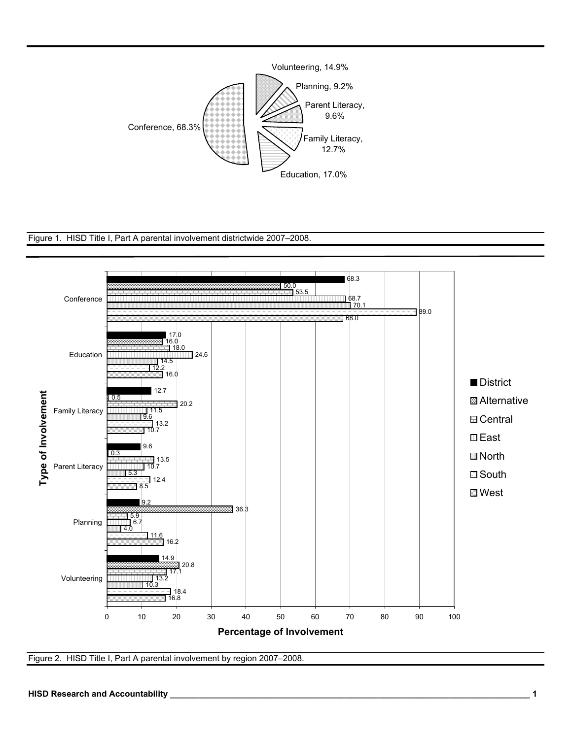Conference, 68.3%

Volunteering, 14.9%

Planning, 9.2%

Parent Literacy, 9.6%

Family Literacy, 12.7%

Education, 17.0%

Figure 1. HISD Title I, Part A parental involvement districtwide 2007–2008.

| Type of Involvement | District | Alternative | Central | East | North | South | West |
|---|---|---|---|---|---|---|---|
| Conference | 68.3 | 50.0 | 53.5 | 68.7 | 70.1 | 89.0 | 68.0 |
| Education | 17.0 | 16.0 | 18.0 | 24.6 | 14.5 | 12.2 | 16.0 |
| Family Literacy | 12.7 | 0.5 | 20.2 | 11.5 | 9.6 | 13.2 | 10.7 |
| Parent Literacy | 9.6 | 0.3 | 13.5 | 10.7 | 5.3 | 12.4 | 8.5 |
| Planning | 9.2 | 36.3 | 5.9 | 6.7 | 4.0 | 11.6 | 16.2 |
| Volunteering | 14.9 | 20.8 | 17.1 | 13.2 | 10.3 | 18.4 | 16.8 |

Percentage of Involvement

Figure 2. HISD Title I, Part A parental involvement by region 2007–2008.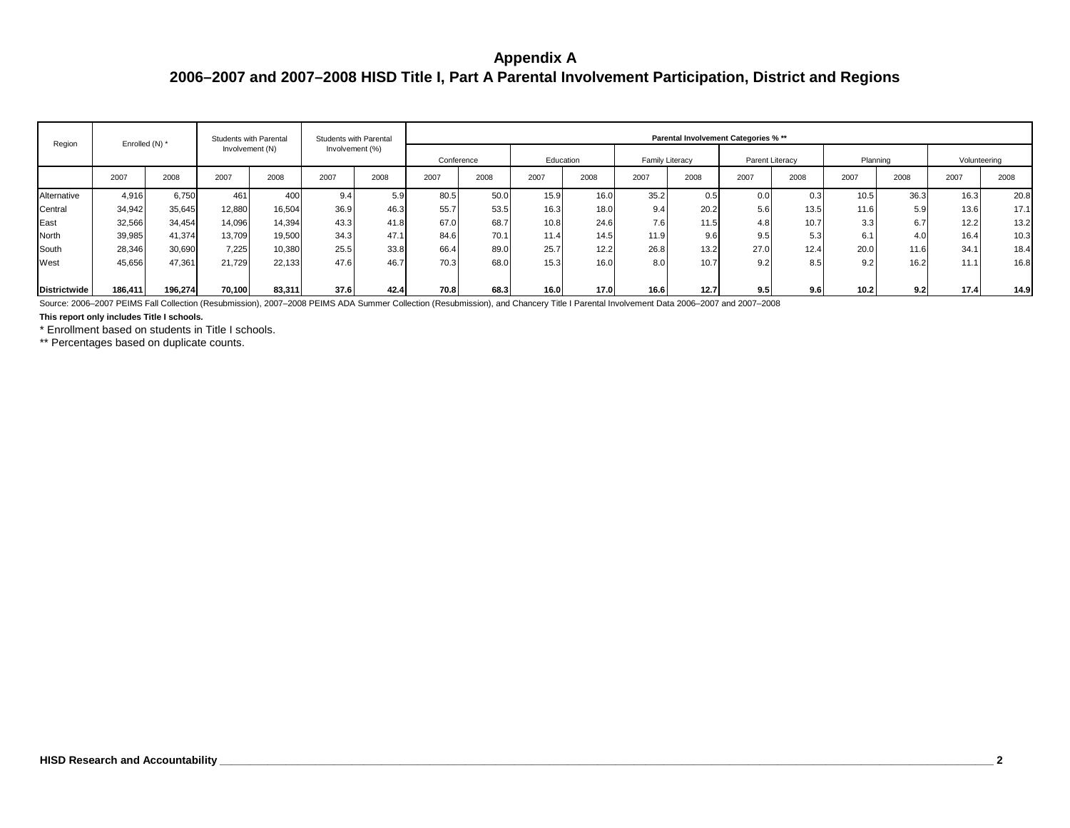# Appendix A

## 2006–2007 and 2007–2008 HISD Title I, Part A Parental Involvement Participation, District and Regions

| Region | Enrolled (N) * | | Students with Parental Involvement (N) | | Students with Parental Involvement (%) | | Parental Involvement Categories % ** | | | | | | | | | | | |
|---|---|---|---|---|---|---|---|---|---|---|---|---|---|---|---|---|---|---|
| | | | | | | | Conference | | Education | | Family Literacy | | Parent Literacy | | Planning | | Volunteering | |
| | 2007 | 2008 | 2007 | 2008 | 2007 | 2008 | 2007 | 2008 | 2007 | 2008 | 2007 | 2008 | 2007 | 2008 | 2007 | 2008 | 2007 | 2008 |
| Alternative | 4,916 | 6,750 | 461 | 400 | 9.4 | 5.9 | 80.5 | 50.0 | 15.9 | 16.0 | 35.2 | 0.5 | 0.0 | 0.3 | 10.5 | 36.3 | 16.3 | 20.8 |
| Central | 34,942 | 35,645 | 12,880 | 16,504 | 36.9 | 46.3 | 55.7 | 53.5 | 16.3 | 18.0 | 9.4 | 20.2 | 5.6 | 13.5 | 11.6 | 5.9 | 13.6 | 17.1 |
| East | 32,566 | 34,454 | 14,096 | 14,394 | 43.3 | 41.8 | 67.0 | 68.7 | 10.8 | 24.6 | 7.6 | 11.5 | 4.8 | 10.7 | 3.3 | 6.7 | 12.2 | 13.2 |
| North | 39,985 | 41,374 | 13,709 | 19,500 | 34.3 | 47.1 | 84.6 | 70.1 | 11.4 | 14.5 | 11.9 | 9.6 | 9.5 | 5.3 | 6.1 | 4.0 | 16.4 | 10.3 |
| South | 28,346 | 30,690 | 7,225 | 10,380 | 25.5 | 33.8 | 66.4 | 89.0 | 25.7 | 12.2 | 26.8 | 13.2 | 27.0 | 12.4 | 20.0 | 11.6 | 34.1 | 18.4 |
| West | 45,656 | 47,361 | 21,729 | 22,133 | 47.6 | 46.7 | 70.3 | 68.0 | 15.3 | 16.0 | 8.0 | 10.7 | 9.2 | 8.5 | 9.2 | 16.2 | 11.1 | 16.8 |
| **Districtwide** | **186,411** | **196,274** | **70,100** | **83,311** | **37.6** | **42.4** | **70.8** | **68.3** | **16.0** | **17.0** | **16.6** | **12.7** | **9.5** | **9.6** | **10.2** | **9.2** | **17.4** | **14.9** |

Source: 2006–2007 PEIMS Fall Collection (Resubmission), 2007–2008 PEIMS ADA Summer Collection (Resubmission), and Chancery Title I Parental Involvement Data 2006–2007 and 2007–2008

**This report only includes Title I schools.**

* Enrollment based on students in Title I schools.

** Percentages based on duplicate counts.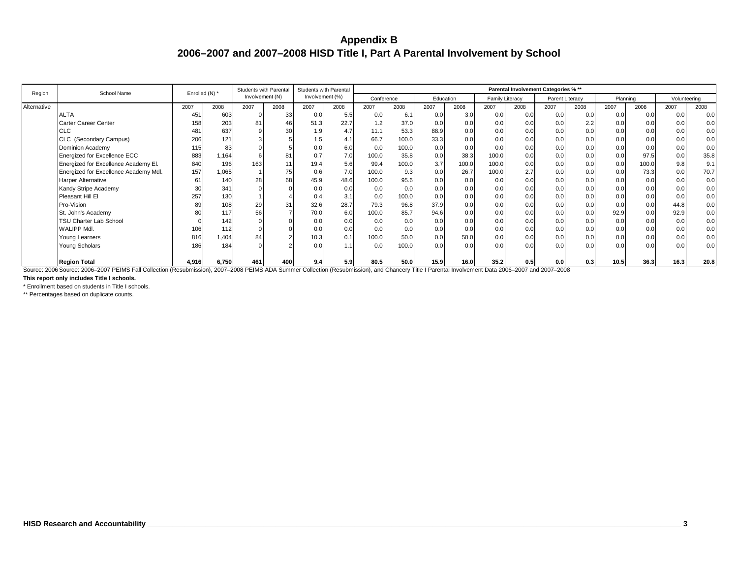# Appendix B
## 2006–2007 and 2007–2008 HISD Title I, Part A Parental Involvement by School

| Region | School Name | Enrolled (N) * | | Students with Parental Involvement (N) | | Students with Parental Involvement (%) | | Parental Involvement Categories % ** | | | | | | | | | | | |
|---|---|---|---|---|---|---|---|---|---|---|---|---|---|---|---|---|---|---|---|
| | | | | | | | | Conference | | Education | | Family Literacy | | Parent Literacy | | Planning | | Volunteering | |
| Alternative | | 2007 | 2008 | 2007 | 2008 | 2007 | 2008 | 2007 | 2008 | 2007 | 2008 | 2007 | 2008 | 2007 | 2008 | 2007 | 2008 | 2007 | 2008 |
| | ALTA | 451 | 603 | 0 | 33 | 0.0 | 5.5 | 0.0 | 6.1 | 0.0 | 3.0 | 0.0 | 0.0 | 0.0 | 0.0 | 0.0 | 0.0 | 0.0 | 0.0 |
| | Carter Career Center | 158 | 203 | 81 | 46 | 51.3 | 22.7 | 1.2 | 37.0 | 0.0 | 0.0 | 0.0 | 0.0 | 0.0 | 2.2 | 0.0 | 0.0 | 0.0 | 0.0 |
| | CLC | 481 | 637 | 9 | 30 | 1.9 | 4.7 | 11.1 | 53.3 | 88.9 | 0.0 | 0.0 | 0.0 | 0.0 | 0.0 | 0.0 | 0.0 | 0.0 | 0.0 |
| | CLC (Secondary Campus) | 206 | 121 | 3 | 5 | 1.5 | 4.1 | 66.7 | 100.0 | 33.3 | 0.0 | 0.0 | 0.0 | 0.0 | 0.0 | 0.0 | 0.0 | 0.0 | 0.0 |
| | Dominion Academy | 115 | 83 | 0 | 5 | 0.0 | 6.0 | 0.0 | 100.0 | 0.0 | 0.0 | 0.0 | 0.0 | 0.0 | 0.0 | 0.0 | 0.0 | 0.0 | 0.0 |
| | Energized for Excellence ECC | 883 | 1,164 | 6 | 81 | 0.7 | 7.0 | 100.0 | 35.8 | 0.0 | 38.3 | 100.0 | 0.0 | 0.0 | 0.0 | 0.0 | 97.5 | 0.0 | 35.8 |
| | Energized for Excellence Academy El. | 840 | 196 | 163 | 11 | 19.4 | 5.6 | 99.4 | 100.0 | 3.7 | 100.0 | 100.0 | 0.0 | 0.0 | 0.0 | 0.0 | 100.0 | 9.8 | 9.1 |
| | Energized for Excellence Academy Mdl. | 157 | 1,065 | 1 | 75 | 0.6 | 7.0 | 100.0 | 9.3 | 0.0 | 26.7 | 100.0 | 2.7 | 0.0 | 0.0 | 0.0 | 73.3 | 0.0 | 70.7 |
| | Harper Alternative | 61 | 140 | 28 | 68 | 45.9 | 48.6 | 100.0 | 95.6 | 0.0 | 0.0 | 0.0 | 0.0 | 0.0 | 0.0 | 0.0 | 0.0 | 0.0 | 0.0 |
| | Kandy Stripe Academy | 30 | 341 | 0 | 0 | 0.0 | 0.0 | 0.0 | 0.0 | 0.0 | 0.0 | 0.0 | 0.0 | 0.0 | 0.0 | 0.0 | 0.0 | 0.0 | 0.0 |
| | Pleasant Hill El | 257 | 130 | 1 | 4 | 0.4 | 3.1 | 0.0 | 100.0 | 0.0 | 0.0 | 0.0 | 0.0 | 0.0 | 0.0 | 0.0 | 0.0 | 0.0 | 0.0 |
| | Pro-Vision | 89 | 108 | 29 | 31 | 32.6 | 28.7 | 79.3 | 96.8 | 37.9 | 0.0 | 0.0 | 0.0 | 0.0 | 0.0 | 0.0 | 0.0 | 44.8 | 0.0 |
| | St. John's Academy | 80 | 117 | 56 | 7 | 70.0 | 6.0 | 100.0 | 85.7 | 94.6 | 0.0 | 0.0 | 0.0 | 0.0 | 0.0 | 92.9 | 0.0 | 92.9 | 0.0 |
| | TSU Charter Lab School | 0 | 142 | 0 | 0 | 0.0 | 0.0 | 0.0 | 0.0 | 0.0 | 0.0 | 0.0 | 0.0 | 0.0 | 0.0 | 0.0 | 0.0 | 0.0 | 0.0 |
| | WALIPP Mdl. | 106 | 112 | 0 | 0 | 0.0 | 0.0 | 0.0 | 0.0 | 0.0 | 0.0 | 0.0 | 0.0 | 0.0 | 0.0 | 0.0 | 0.0 | 0.0 | 0.0 |
| | Young Learners | 816 | 1,404 | 84 | 2 | 10.3 | 0.1 | 100.0 | 50.0 | 0.0 | 50.0 | 0.0 | 0.0 | 0.0 | 0.0 | 0.0 | 0.0 | 0.0 | 0.0 |
| | Young Scholars | 186 | 184 | 0 | 2 | 0.0 | 1.1 | 0.0 | 100.0 | 0.0 | 0.0 | 0.0 | 0.0 | 0.0 | 0.0 | 0.0 | 0.0 | 0.0 | 0.0 |
| | **Region Total** | **4,916** | **6,750** | **461** | **400** | **9.4** | **5.9** | **80.5** | **50.0** | **15.9** | **16.0** | **35.2** | **0.5** | **0.0** | **0.3** | **10.5** | **36.3** | **16.3** | **20.8** |

Source: 2006 Source: 2006–2007 PEIMS Fall Collection (Resubmission), 2007–2008 PEIMS ADA Summer Collection (Resubmission), and Chancery Title I Parental Involvement Data 2006–2007 and 2007–2008

**This report only includes Title I schools.**

* Enrollment based on students in Title I schools.

** Percentages based on duplicate counts.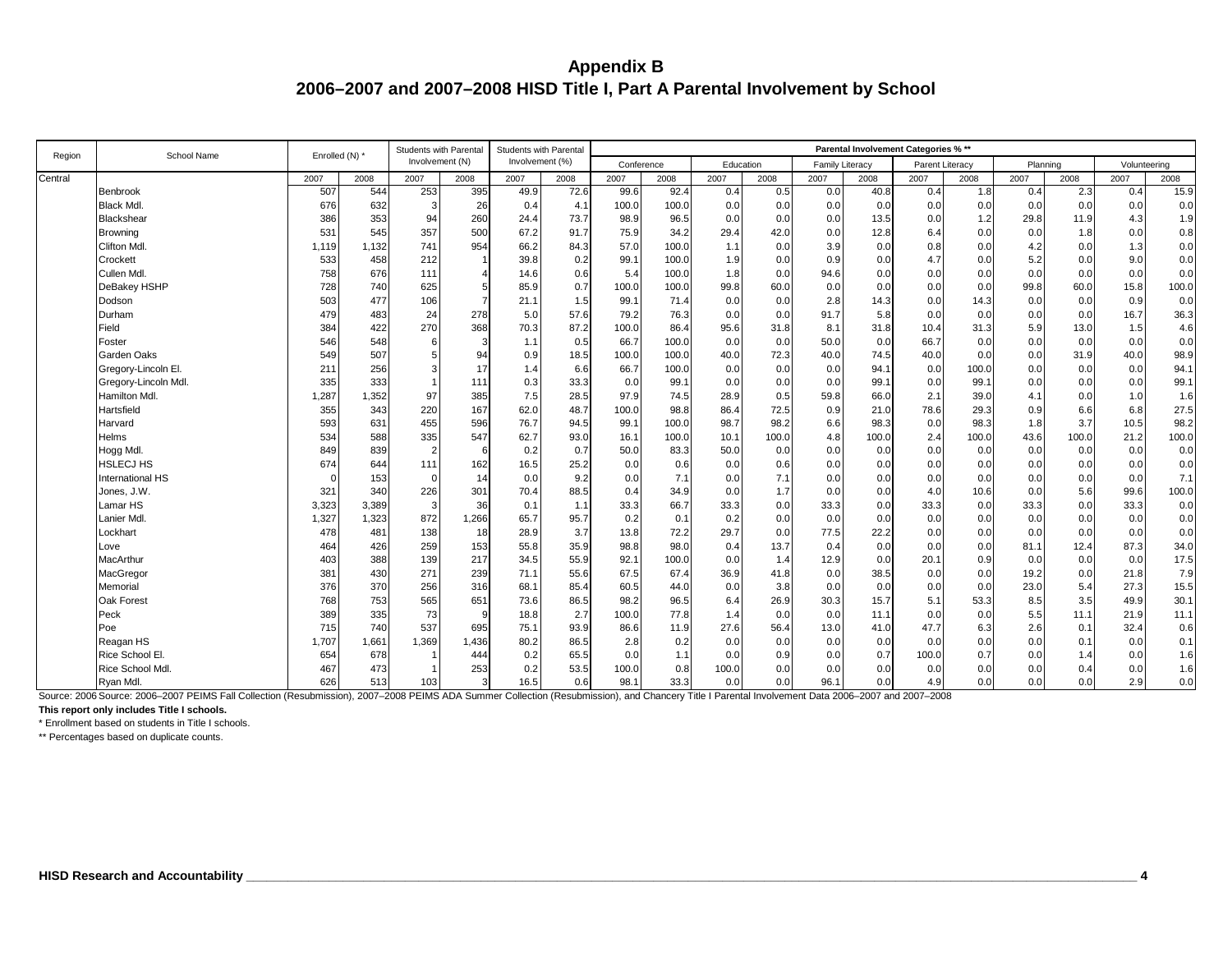# Appendix B
## 2006–2007 and 2007–2008 HISD Title I, Part A Parental Involvement by School

| Region | School Name | Enrolled (N) * | | Students with Parental Involvement (N) | | Students with Parental Involvement (%) | | Parental Involvement Categories % ** | | | | | | | | | | | |
|---|---|---|---|---|---|---|---|---|---|---|---|---|---|---|---|---|---|---|---|
| | | | | | | | | Conference | | Education | | Family Literacy | | Parent Literacy | | Planning | | Volunteering | |
| Central | | 2007 | 2008 | 2007 | 2008 | 2007 | 2008 | 2007 | 2008 | 2007 | 2008 | 2007 | 2008 | 2007 | 2008 | 2007 | 2008 | 2007 | 2008 |
| | Benbrook | 507 | 544 | 253 | 395 | 49.9 | 72.6 | 99.6 | 92.4 | 0.4 | 0.5 | 0.0 | 40.8 | 0.4 | 1.8 | 0.4 | 2.3 | 0.4 | 15.9 |
| | Black Mdl. | 676 | 632 | 3 | 26 | 0.4 | 4.1 | 100.0 | 100.0 | 0.0 | 0.0 | 0.0 | 0.0 | 0.0 | 0.0 | 0.0 | 0.0 | 0.0 | 0.0 |
| | Blackshear | 386 | 353 | 94 | 260 | 24.4 | 73.7 | 98.9 | 96.5 | 0.0 | 0.0 | 0.0 | 13.5 | 0.0 | 1.2 | 29.8 | 11.9 | 4.3 | 1.9 |
| | Browning | 531 | 545 | 357 | 500 | 67.2 | 91.7 | 75.9 | 34.2 | 29.4 | 42.0 | 0.0 | 12.8 | 6.4 | 0.0 | 0.0 | 1.8 | 0.0 | 0.8 |
| | Clifton Mdl. | 1,119 | 1,132 | 741 | 954 | 66.2 | 84.3 | 57.0 | 100.0 | 1.1 | 0.0 | 3.9 | 0.0 | 0.8 | 0.0 | 4.2 | 0.0 | 1.3 | 0.0 |
| | Crockett | 533 | 458 | 212 | 1 | 39.8 | 0.2 | 99.1 | 100.0 | 1.9 | 0.0 | 0.9 | 0.0 | 4.7 | 0.0 | 5.2 | 0.0 | 9.0 | 0.0 |
| | Cullen Mdl. | 758 | 676 | 111 | 4 | 14.6 | 0.6 | 5.4 | 100.0 | 1.8 | 0.0 | 94.6 | 0.0 | 0.0 | 0.0 | 0.0 | 0.0 | 0.0 | 0.0 |
| | DeBakey HSHP | 728 | 740 | 625 | 5 | 85.9 | 0.7 | 100.0 | 100.0 | 99.8 | 60.0 | 0.0 | 0.0 | 0.0 | 0.0 | 99.8 | 60.0 | 15.8 | 100.0 |
| | Dodson | 503 | 477 | 106 | 7 | 21.1 | 1.5 | 99.1 | 71.4 | 0.0 | 0.0 | 2.8 | 14.3 | 0.0 | 14.3 | 0.0 | 0.0 | 0.9 | 0.0 |
| | Durham | 479 | 483 | 24 | 278 | 5.0 | 57.6 | 79.2 | 76.3 | 0.0 | 0.0 | 91.7 | 5.8 | 0.0 | 0.0 | 0.0 | 0.0 | 16.7 | 36.3 |
| | Field | 384 | 422 | 270 | 368 | 70.3 | 87.2 | 100.0 | 86.4 | 95.6 | 31.8 | 8.1 | 31.8 | 10.4 | 31.3 | 5.9 | 13.0 | 1.5 | 4.6 |
| | Foster | 546 | 548 | 6 | 3 | 1.1 | 0.5 | 66.7 | 100.0 | 0.0 | 0.0 | 50.0 | 0.0 | 66.7 | 0.0 | 0.0 | 0.0 | 0.0 | 0.0 |
| | Garden Oaks | 549 | 507 | 5 | 94 | 0.9 | 18.5 | 100.0 | 100.0 | 40.0 | 72.3 | 40.0 | 74.5 | 40.0 | 0.0 | 0.0 | 31.9 | 40.0 | 98.9 |
| | Gregory-Lincoln El. | 211 | 256 | 3 | 17 | 1.4 | 6.6 | 66.7 | 100.0 | 0.0 | 0.0 | 0.0 | 94.1 | 0.0 | 100.0 | 0.0 | 0.0 | 0.0 | 94.1 |
| | Gregory-Lincoln Mdl. | 335 | 333 | 1 | 111 | 0.3 | 33.3 | 0.0 | 99.1 | 0.0 | 0.0 | 0.0 | 99.1 | 0.0 | 99.1 | 0.0 | 0.0 | 0.0 | 99.1 |
| | Hamilton Mdl. | 1,287 | 1,352 | 97 | 385 | 7.5 | 28.5 | 97.9 | 74.5 | 28.9 | 0.5 | 59.8 | 66.0 | 2.1 | 39.0 | 4.1 | 0.0 | 1.0 | 1.6 |
| | Hartsfield | 355 | 343 | 220 | 167 | 62.0 | 48.7 | 100.0 | 98.8 | 86.4 | 72.5 | 0.9 | 21.0 | 78.6 | 29.3 | 0.9 | 6.6 | 6.8 | 27.5 |
| | Harvard | 593 | 631 | 455 | 596 | 76.7 | 94.5 | 99.1 | 100.0 | 98.7 | 98.2 | 6.6 | 98.3 | 0.0 | 98.3 | 1.8 | 3.7 | 10.5 | 98.2 |
| | Helms | 534 | 588 | 335 | 547 | 62.7 | 93.0 | 16.1 | 100.0 | 10.1 | 100.0 | 4.8 | 100.0 | 2.4 | 100.0 | 43.6 | 100.0 | 21.2 | 100.0 |
| | Hogg Mdl. | 849 | 839 | 2 | 6 | 0.2 | 0.7 | 50.0 | 83.3 | 50.0 | 0.0 | 0.0 | 0.0 | 0.0 | 0.0 | 0.0 | 0.0 | 0.0 | 0.0 |
| | HSLECJ HS | 674 | 644 | 111 | 162 | 16.5 | 25.2 | 0.0 | 0.6 | 0.0 | 0.6 | 0.0 | 0.0 | 0.0 | 0.0 | 0.0 | 0.0 | 0.0 | 0.0 |
| | International HS | 0 | 153 | 0 | 14 | 0.0 | 9.2 | 0.0 | 7.1 | 0.0 | 7.1 | 0.0 | 0.0 | 0.0 | 0.0 | 0.0 | 0.0 | 0.0 | 7.1 |
| | Jones, J.W. | 321 | 340 | 226 | 301 | 70.4 | 88.5 | 0.4 | 34.9 | 0.0 | 1.7 | 0.0 | 0.0 | 4.0 | 10.6 | 0.0 | 5.6 | 99.6 | 100.0 |
| | Lamar HS | 3,323 | 3,389 | 3 | 36 | 0.1 | 1.1 | 33.3 | 66.7 | 33.3 | 0.0 | 33.3 | 0.0 | 33.3 | 0.0 | 33.3 | 0.0 | 33.3 | 0.0 |
| | Lanier Mdl. | 1,327 | 1,323 | 872 | 1,266 | 65.7 | 95.7 | 0.2 | 0.1 | 0.2 | 0.0 | 0.0 | 0.0 | 0.0 | 0.0 | 0.0 | 0.0 | 0.0 | 0.0 |
| | Lockhart | 478 | 481 | 138 | 18 | 28.9 | 3.7 | 13.8 | 72.2 | 29.7 | 0.0 | 77.5 | 22.2 | 0.0 | 0.0 | 0.0 | 0.0 | 0.0 | 0.0 |
| | Love | 464 | 426 | 259 | 153 | 55.8 | 35.9 | 98.8 | 98.0 | 0.4 | 13.7 | 0.4 | 0.0 | 0.0 | 0.0 | 81.1 | 12.4 | 87.3 | 34.0 |
| | MacArthur | 403 | 388 | 139 | 217 | 34.5 | 55.9 | 92.1 | 100.0 | 0.0 | 1.4 | 12.9 | 0.0 | 20.1 | 0.9 | 0.0 | 0.0 | 0.0 | 17.5 |
| | MacGregor | 381 | 430 | 271 | 239 | 71.1 | 55.6 | 67.5 | 67.4 | 36.9 | 41.8 | 0.0 | 38.5 | 0.0 | 0.0 | 19.2 | 0.0 | 21.8 | 7.9 |
| | Memorial | 376 | 370 | 256 | 316 | 68.1 | 85.4 | 60.5 | 44.0 | 0.0 | 3.8 | 0.0 | 0.0 | 0.0 | 0.0 | 23.0 | 5.4 | 27.3 | 15.5 |
| | Oak Forest | 768 | 753 | 565 | 651 | 73.6 | 86.5 | 98.2 | 96.5 | 6.4 | 26.9 | 30.3 | 15.7 | 5.1 | 53.3 | 8.5 | 3.5 | 49.9 | 30.1 |
| | Peck | 389 | 335 | 73 | 9 | 18.8 | 2.7 | 100.0 | 77.8 | 1.4 | 0.0 | 0.0 | 11.1 | 0.0 | 0.0 | 5.5 | 11.1 | 21.9 | 11.1 |
| | Poe | 715 | 740 | 537 | 695 | 75.1 | 93.9 | 86.6 | 11.9 | 27.6 | 56.4 | 13.0 | 41.0 | 47.7 | 6.3 | 2.6 | 0.1 | 32.4 | 0.6 |
| | Reagan HS | 1,707 | 1,661 | 1,369 | 1,436 | 80.2 | 86.5 | 2.8 | 0.2 | 0.0 | 0.0 | 0.0 | 0.0 | 0.0 | 0.0 | 0.0 | 0.1 | 0.0 | 0.1 |
| | Rice School El. | 654 | 678 | 1 | 444 | 0.2 | 65.5 | 0.0 | 1.1 | 0.0 | 0.9 | 0.0 | 0.7 | 100.0 | 0.7 | 0.0 | 1.4 | 0.0 | 1.6 |
| | Rice School Mdl. | 467 | 473 | 1 | 253 | 0.2 | 53.5 | 100.0 | 0.8 | 100.0 | 0.0 | 0.0 | 0.0 | 0.0 | 0.0 | 0.0 | 0.4 | 0.0 | 1.6 |
| | Ryan Mdl. | 626 | 513 | 103 | 3 | 16.5 | 0.6 | 98.1 | 33.3 | 0.0 | 0.0 | 96.1 | 0.0 | 4.9 | 0.0 | 0.0 | 0.0 | 2.9 | 0.0 |

Source: 2006 Source: 2006–2007 PEIMS Fall Collection (Resubmission), 2007–2008 PEIMS ADA Summer Collection (Resubmission), and Chancery Title I Parental Involvement Data 2006–2007 and 2007–2008

**This report only includes Title I schools.**

* Enrollment based on students in Title I schools.

** Percentages based on duplicate counts.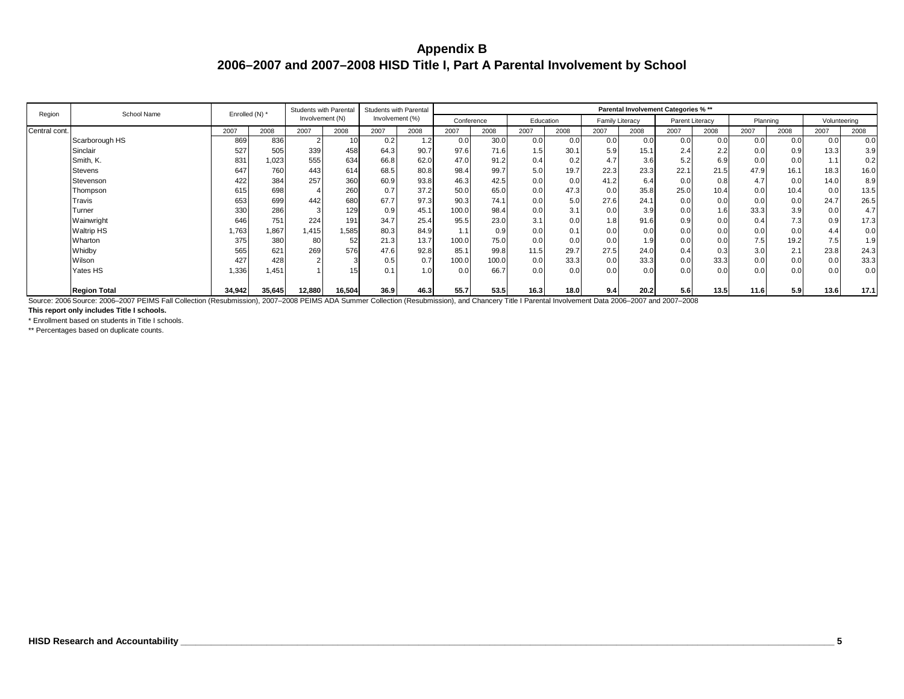# Appendix B
# 2006–2007 and 2007–2008 HISD Title I, Part A Parental Involvement by School

| Region | School Name | Enrolled (N) * | | Students with Parental Involvement (N) | | Students with Parental Involvement (%) | | Parental Involvement Categories % ** | | | | | | | | | | | |
|---|---|---|---|---|---|---|---|---|---|---|---|---|---|---|---|---|---|---|---|
| | | | | | | | | Conference | | Education | | Family Literacy | | Parent Literacy | | Planning | | Volunteering | |
| Central cont. | | 2007 | 2008 | 2007 | 2008 | 2007 | 2008 | 2007 | 2008 | 2007 | 2008 | 2007 | 2008 | 2007 | 2008 | 2007 | 2008 | 2007 | 2008 |
| | Scarborough HS | 869 | 836 | 2 | 10 | 0.2 | 1.2 | 0.0 | 30.0 | 0.0 | 0.0 | 0.0 | 0.0 | 0.0 | 0.0 | 0.0 | 0.0 | 0.0 | 0.0 |
| | Sinclair | 527 | 505 | 339 | 458 | 64.3 | 90.7 | 97.6 | 71.6 | 1.5 | 30.1 | 5.9 | 15.1 | 2.4 | 2.2 | 0.0 | 0.9 | 13.3 | 3.9 |
| | Smith, K. | 831 | 1,023 | 555 | 634 | 66.8 | 62.0 | 47.0 | 91.2 | 0.4 | 0.2 | 4.7 | 3.6 | 5.2 | 6.9 | 0.0 | 0.0 | 1.1 | 0.2 |
| | Stevens | 647 | 760 | 443 | 614 | 68.5 | 80.8 | 98.4 | 99.7 | 5.0 | 19.7 | 22.3 | 23.3 | 22.1 | 21.5 | 47.9 | 16.1 | 18.3 | 16.0 |
| | Stevenson | 422 | 384 | 257 | 360 | 60.9 | 93.8 | 46.3 | 42.5 | 0.0 | 0.0 | 41.2 | 6.4 | 0.0 | 0.8 | 4.7 | 0.0 | 14.0 | 8.9 |
| | Thompson | 615 | 698 | 4 | 260 | 0.7 | 37.2 | 50.0 | 65.0 | 0.0 | 47.3 | 0.0 | 35.8 | 25.0 | 10.4 | 0.0 | 10.4 | 0.0 | 13.5 |
| | Travis | 653 | 699 | 442 | 680 | 67.7 | 97.3 | 90.3 | 74.1 | 0.0 | 5.0 | 27.6 | 24.1 | 0.0 | 0.0 | 0.0 | 0.0 | 24.7 | 26.5 |
| | Turner | 330 | 286 | 3 | 129 | 0.9 | 45.1 | 100.0 | 98.4 | 0.0 | 3.1 | 0.0 | 3.9 | 0.0 | 1.6 | 33.3 | 3.9 | 0.0 | 4.7 |
| | Wainwright | 646 | 751 | 224 | 191 | 34.7 | 25.4 | 95.5 | 23.0 | 3.1 | 0.0 | 1.8 | 91.6 | 0.9 | 0.0 | 0.4 | 7.3 | 0.9 | 17.3 |
| | Waltrip HS | 1,763 | 1,867 | 1,415 | 1,585 | 80.3 | 84.9 | 1.1 | 0.9 | 0.0 | 0.1 | 0.0 | 0.0 | 0.0 | 0.0 | 0.0 | 0.0 | 4.4 | 0.0 |
| | Wharton | 375 | 380 | 80 | 52 | 21.3 | 13.7 | 100.0 | 75.0 | 0.0 | 0.0 | 0.0 | 1.9 | 0.0 | 0.0 | 7.5 | 19.2 | 7.5 | 1.9 |
| | Whidby | 565 | 621 | 269 | 576 | 47.6 | 92.8 | 85.1 | 99.8 | 11.5 | 29.7 | 27.5 | 24.0 | 0.4 | 0.3 | 3.0 | 2.1 | 23.8 | 24.3 |
| | Wilson | 427 | 428 | 2 | 3 | 0.5 | 0.7 | 100.0 | 100.0 | 0.0 | 33.3 | 0.0 | 33.3 | 0.0 | 33.3 | 0.0 | 0.0 | 0.0 | 33.3 |
| | Yates HS | 1,336 | 1,451 | 1 | 15 | 0.1 | 1.0 | 0.0 | 66.7 | 0.0 | 0.0 | 0.0 | 0.0 | 0.0 | 0.0 | 0.0 | 0.0 | 0.0 | 0.0 |
| | **Region Total** | **34,942** | **35,645** | **12,880** | **16,504** | **36.9** | **46.3** | **55.7** | **53.5** | **16.3** | **18.0** | **9.4** | **20.2** | **5.6** | **13.5** | **11.6** | **5.9** | **13.6** | **17.1** |

Source: 2006 Source: 2006–2007 PEIMS Fall Collection (Resubmission), 2007–2008 PEIMS ADA Summer Collection (Resubmission), and Chancery Title I Parental Involvement Data 2006–2007 and 2007–2008

**This report only includes Title I schools.**

\* Enrollment based on students in Title I schools.

\*\* Percentages based on duplicate counts.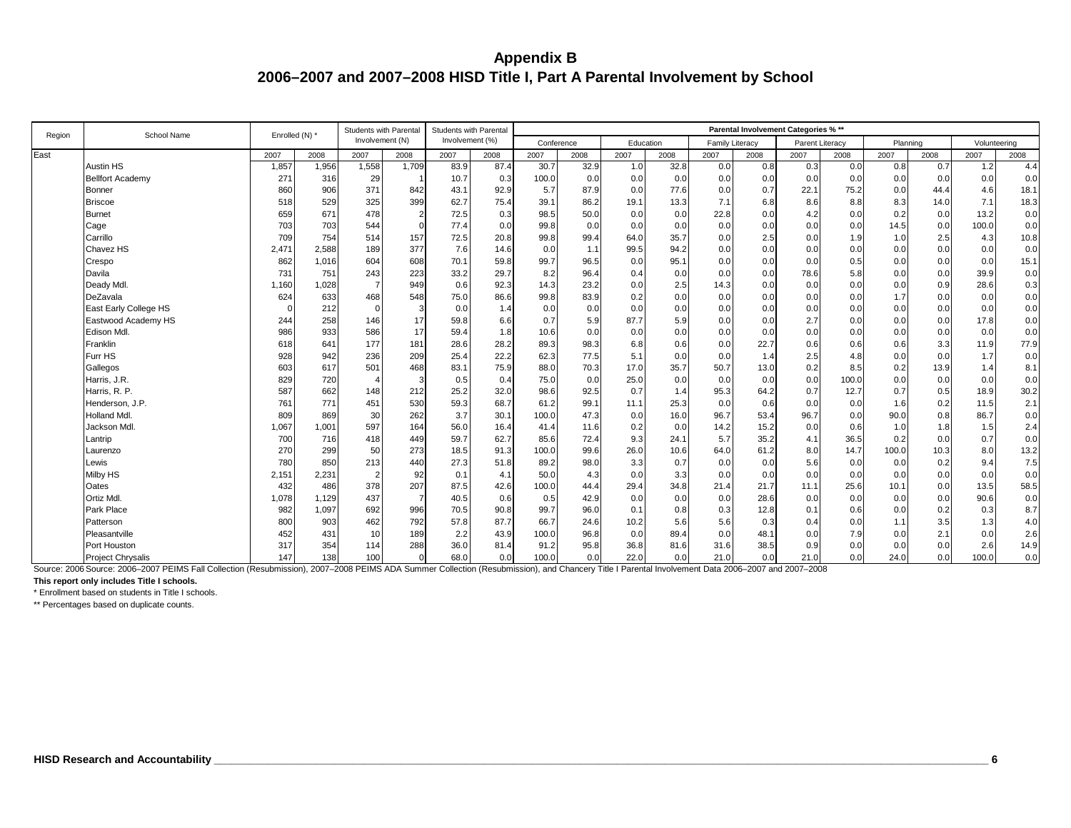# Appendix B
## 2006–2007 and 2007–2008 HISD Title I, Part A Parental Involvement by School

| Region | School Name | Enrolled (N) * | | Students with Parental Involvement (N) | | Students with Parental Involvement (%) | | Parental Involvement Categories % ** | | | | | | | | | | | |
|---|---|---|---|---|---|---|---|---|---|---|---|---|---|---|---|---|---|---|---|
| | | | | | | | | Conference | | Education | | Family Literacy | | Parent Literacy | | Planning | | Volunteering | |
| East | | 2007 | 2008 | 2007 | 2008 | 2007 | 2008 | 2007 | 2008 | 2007 | 2008 | 2007 | 2008 | 2007 | 2008 | 2007 | 2008 | 2007 | 2008 |
| | Austin HS | 1,857 | 1,956 | 1,558 | 1,709 | 83.9 | 87.4 | 30.7 | 32.9 | 1.0 | 32.8 | 0.0 | 0.8 | 0.3 | 0.0 | 0.8 | 0.7 | 1.2 | 4.4 |
| | Bellfort Academy | 271 | 316 | 29 | 1 | 10.7 | 0.3 | 100.0 | 0.0 | 0.0 | 0.0 | 0.0 | 0.0 | 0.0 | 0.0 | 0.0 | 0.0 | 0.0 | 0.0 |
| | Bonner | 860 | 906 | 371 | 842 | 43.1 | 92.9 | 5.7 | 87.9 | 0.0 | 77.6 | 0.0 | 0.7 | 22.1 | 75.2 | 0.0 | 44.4 | 4.6 | 18.1 |
| | Briscoe | 518 | 529 | 325 | 399 | 62.7 | 75.4 | 39.1 | 86.2 | 19.1 | 13.3 | 7.1 | 6.8 | 8.6 | 8.8 | 8.3 | 14.0 | 7.1 | 18.3 |
| | Burnet | 659 | 671 | 478 | 2 | 72.5 | 0.3 | 98.5 | 50.0 | 0.0 | 0.0 | 22.8 | 0.0 | 4.2 | 0.0 | 0.2 | 0.0 | 13.2 | 0.0 |
| | Cage | 703 | 703 | 544 | 0 | 77.4 | 0.0 | 99.8 | 0.0 | 0.0 | 0.0 | 0.0 | 0.0 | 0.0 | 0.0 | 14.5 | 0.0 | 100.0 | 0.0 |
| | Carrillo | 709 | 754 | 514 | 157 | 72.5 | 20.8 | 99.8 | 99.4 | 64.0 | 35.7 | 0.0 | 2.5 | 0.0 | 1.9 | 1.0 | 2.5 | 4.3 | 10.8 |
| | Chavez HS | 2,471 | 2,588 | 189 | 377 | 7.6 | 14.6 | 0.0 | 1.1 | 99.5 | 94.2 | 0.0 | 0.0 | 0.0 | 0.0 | 0.0 | 0.0 | 0.0 | 0.0 |
| | Crespo | 862 | 1,016 | 604 | 608 | 70.1 | 59.8 | 99.7 | 96.5 | 0.0 | 95.1 | 0.0 | 0.0 | 0.0 | 0.5 | 0.0 | 0.0 | 0.0 | 15.1 |
| | Davila | 731 | 751 | 243 | 223 | 33.2 | 29.7 | 8.2 | 96.4 | 0.4 | 0.0 | 0.0 | 0.0 | 78.6 | 5.8 | 0.0 | 0.0 | 39.9 | 0.0 |
| | Deady Mdl. | 1,160 | 1,028 | 7 | 949 | 0.6 | 92.3 | 14.3 | 23.2 | 0.0 | 2.5 | 14.3 | 0.0 | 0.0 | 0.0 | 0.0 | 0.9 | 28.6 | 0.3 |
| | DeZavala | 624 | 633 | 468 | 548 | 75.0 | 86.6 | 99.8 | 83.9 | 0.2 | 0.0 | 0.0 | 0.0 | 0.0 | 0.0 | 1.7 | 0.0 | 0.0 | 0.0 |
| | East Early College HS | 0 | 212 | 0 | 3 | 0.0 | 1.4 | 0.0 | 0.0 | 0.0 | 0.0 | 0.0 | 0.0 | 0.0 | 0.0 | 0.0 | 0.0 | 0.0 | 0.0 |
| | Eastwood Academy HS | 244 | 258 | 146 | 17 | 59.8 | 6.6 | 0.7 | 5.9 | 87.7 | 5.9 | 0.0 | 0.0 | 2.7 | 0.0 | 0.0 | 0.0 | 17.8 | 0.0 |
| | Edison Mdl. | 986 | 933 | 586 | 17 | 59.4 | 1.8 | 10.6 | 0.0 | 0.0 | 0.0 | 0.0 | 0.0 | 0.0 | 0.0 | 0.0 | 0.0 | 0.0 | 0.0 |
| | Franklin | 618 | 641 | 177 | 181 | 28.6 | 28.2 | 89.3 | 98.3 | 6.8 | 0.6 | 0.0 | 22.7 | 0.6 | 0.6 | 0.6 | 3.3 | 11.9 | 77.9 |
| | Furr HS | 928 | 942 | 236 | 209 | 25.4 | 22.2 | 62.3 | 77.5 | 5.1 | 0.0 | 0.0 | 1.4 | 2.5 | 4.8 | 0.0 | 0.0 | 1.7 | 0.0 |
| | Gallegos | 603 | 617 | 501 | 468 | 83.1 | 75.9 | 88.0 | 70.3 | 17.0 | 35.7 | 50.7 | 13.0 | 0.2 | 8.5 | 0.2 | 13.9 | 1.4 | 8.1 |
| | Harris, J.R. | 829 | 720 | 4 | 3 | 0.5 | 0.4 | 75.0 | 0.0 | 25.0 | 0.0 | 0.0 | 0.0 | 0.0 | 100.0 | 0.0 | 0.0 | 0.0 | 0.0 |
| | Harris, R. P. | 587 | 662 | 148 | 212 | 25.2 | 32.0 | 98.6 | 92.5 | 0.7 | 1.4 | 95.3 | 64.2 | 0.7 | 12.7 | 0.7 | 0.5 | 18.9 | 30.2 |
| | Henderson, J.P. | 761 | 771 | 451 | 530 | 59.3 | 68.7 | 61.2 | 99.1 | 11.1 | 25.3 | 0.0 | 0.6 | 0.0 | 0.0 | 1.6 | 0.2 | 11.5 | 2.1 |
| | Holland Mdl. | 809 | 869 | 30 | 262 | 3.7 | 30.1 | 100.0 | 47.3 | 0.0 | 16.0 | 96.7 | 53.4 | 96.7 | 0.0 | 90.0 | 0.8 | 86.7 | 0.0 |
| | Jackson Mdl. | 1,067 | 1,001 | 597 | 164 | 56.0 | 16.4 | 41.4 | 11.6 | 0.2 | 0.0 | 14.2 | 15.2 | 0.0 | 0.6 | 1.0 | 1.8 | 1.5 | 2.4 |
| | Lantrip | 700 | 716 | 418 | 449 | 59.7 | 62.7 | 85.6 | 72.4 | 9.3 | 24.1 | 5.7 | 35.2 | 4.1 | 36.5 | 0.2 | 0.0 | 0.7 | 0.0 |
| | Laurenzo | 270 | 299 | 50 | 273 | 18.5 | 91.3 | 100.0 | 99.6 | 26.0 | 10.6 | 64.0 | 61.2 | 8.0 | 14.7 | 100.0 | 10.3 | 8.0 | 13.2 |
| | Lewis | 780 | 850 | 213 | 440 | 27.3 | 51.8 | 89.2 | 98.0 | 3.3 | 0.7 | 0.0 | 0.0 | 5.6 | 0.0 | 0.0 | 0.2 | 9.4 | 7.5 |
| | Milby HS | 2,151 | 2,231 | 2 | 92 | 0.1 | 4.1 | 50.0 | 4.3 | 0.0 | 3.3 | 0.0 | 0.0 | 0.0 | 0.0 | 0.0 | 0.0 | 0.0 | 0.0 |
| | Oates | 432 | 486 | 378 | 207 | 87.5 | 42.6 | 100.0 | 44.4 | 29.4 | 34.8 | 21.4 | 21.7 | 11.1 | 25.6 | 10.1 | 0.0 | 13.5 | 58.5 |
| | Ortiz Mdl. | 1,078 | 1,129 | 437 | 7 | 40.5 | 0.6 | 0.5 | 42.9 | 0.0 | 0.0 | 0.0 | 28.6 | 0.0 | 0.0 | 0.0 | 0.0 | 90.6 | 0.0 |
| | Park Place | 982 | 1,097 | 692 | 996 | 70.5 | 90.8 | 99.7 | 96.0 | 0.1 | 0.8 | 0.3 | 12.8 | 0.1 | 0.6 | 0.0 | 0.2 | 0.3 | 8.7 |
| | Patterson | 800 | 903 | 462 | 792 | 57.8 | 87.7 | 66.7 | 24.6 | 10.2 | 5.6 | 5.6 | 0.3 | 0.4 | 0.0 | 1.1 | 3.5 | 1.3 | 4.0 |
| | Pleasantville | 452 | 431 | 10 | 189 | 2.2 | 43.9 | 100.0 | 96.8 | 0.0 | 89.4 | 0.0 | 48.1 | 0.0 | 7.9 | 0.0 | 2.1 | 0.0 | 2.6 |
| | Port Houston | 317 | 354 | 114 | 288 | 36.0 | 81.4 | 91.2 | 95.8 | 36.8 | 81.6 | 31.6 | 38.5 | 0.9 | 0.0 | 0.0 | 0.0 | 2.6 | 14.9 |
| | Project Chrysalis | 147 | 138 | 100 | 0 | 68.0 | 0.0 | 100.0 | 0.0 | 22.0 | 0.0 | 21.0 | 0.0 | 21.0 | 0.0 | 24.0 | 0.0 | 100.0 | 0.0 |

Source: 2006 Source: 2006–2007 PEIMS Fall Collection (Resubmission), 2007–2008 PEIMS ADA Summer Collection (Resubmission), and Chancery Title I Parental Involvement Data 2006–2007 and 2007–2008

**This report only includes Title I schools.**

\* Enrollment based on students in Title I schools.

\*\* Percentages based on duplicate counts.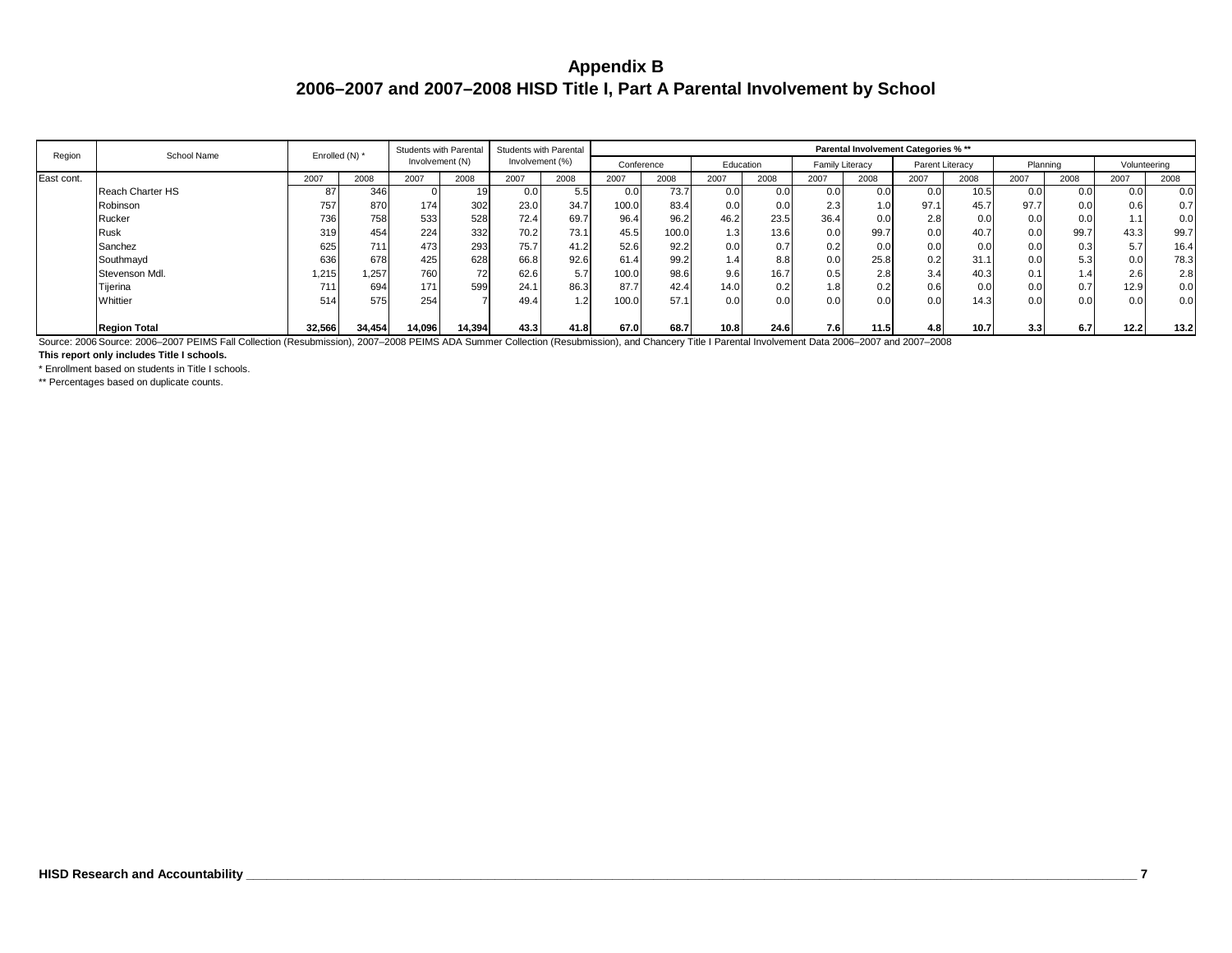# Appendix B
## 2006–2007 and 2007–2008 HISD Title I, Part A Parental Involvement by School

| Region | School Name | Enrolled (N) * | | Students with Parental Involvement (N) | | Students with Parental Involvement (%) | | Parental Involvement Categories % ** | | | | | | | | | | | |
|---|---|---|---|---|---|---|---|---|---|---|---|---|---|---|---|---|---|---|---|
| | | | | | | | | Conference | | Education | | Family Literacy | | Parent Literacy | | Planning | | Volunteering | |
| East cont. | | 2007 | 2008 | 2007 | 2008 | 2007 | 2008 | 2007 | 2008 | 2007 | 2008 | 2007 | 2008 | 2007 | 2008 | 2007 | 2008 | 2007 | 2008 |
| | Reach Charter HS | 87 | 346 | 0 | 19 | 0.0 | 5.5 | 0.0 | 73.7 | 0.0 | 0.0 | 0.0 | 0.0 | 0.0 | 10.5 | 0.0 | 0.0 | 0.0 | 0.0 |
| | Robinson | 757 | 870 | 174 | 302 | 23.0 | 34.7 | 100.0 | 83.4 | 0.0 | 0.0 | 2.3 | 1.0 | 97.1 | 45.7 | 97.7 | 0.0 | 0.6 | 0.7 |
| | Rucker | 736 | 758 | 533 | 528 | 72.4 | 69.7 | 96.4 | 96.2 | 46.2 | 23.5 | 36.4 | 0.0 | 2.8 | 0.0 | 0.0 | 0.0 | 1.1 | 0.0 |
| | Rusk | 319 | 454 | 224 | 332 | 70.2 | 73.1 | 45.5 | 100.0 | 1.3 | 13.6 | 0.0 | 99.7 | 0.0 | 40.7 | 0.0 | 99.7 | 43.3 | 99.7 |
| | Sanchez | 625 | 711 | 473 | 293 | 75.7 | 41.2 | 52.6 | 92.2 | 0.0 | 0.7 | 0.2 | 0.0 | 0.0 | 0.0 | 0.0 | 0.3 | 5.7 | 16.4 |
| | Southmayd | 636 | 678 | 425 | 628 | 66.8 | 92.6 | 61.4 | 99.2 | 1.4 | 8.8 | 0.0 | 25.8 | 0.2 | 31.1 | 0.0 | 5.3 | 0.0 | 78.3 |
| | Stevenson Mdl. | 1,215 | 1,257 | 760 | 72 | 62.6 | 5.7 | 100.0 | 98.6 | 9.6 | 16.7 | 0.5 | 2.8 | 3.4 | 40.3 | 0.1 | 1.4 | 2.6 | 2.8 |
| | Tijerina | 711 | 694 | 171 | 599 | 24.1 | 86.3 | 87.7 | 42.4 | 14.0 | 0.2 | 1.8 | 0.2 | 0.6 | 0.0 | 0.0 | 0.7 | 12.9 | 0.0 |
| | Whittier | 514 | 575 | 254 | 7 | 49.4 | 1.2 | 100.0 | 57.1 | 0.0 | 0.0 | 0.0 | 0.0 | 0.0 | 14.3 | 0.0 | 0.0 | 0.0 | 0.0 |
| | **Region Total** | **32,566** | **34,454** | **14,096** | **14,394** | **43.3** | **41.8** | **67.0** | **68.7** | **10.8** | **24.6** | **7.6** | **11.5** | **4.8** | **10.7** | **3.3** | **6.7** | **12.2** | **13.2** |

Source: 2006 Source: 2006–2007 PEIMS Fall Collection (Resubmission), 2007–2008 PEIMS ADA Summer Collection (Resubmission), and Chancery Title I Parental Involvement Data 2006–2007 and 2007–2008

**This report only includes Title I schools.**

* Enrollment based on students in Title I schools.

** Percentages based on duplicate counts.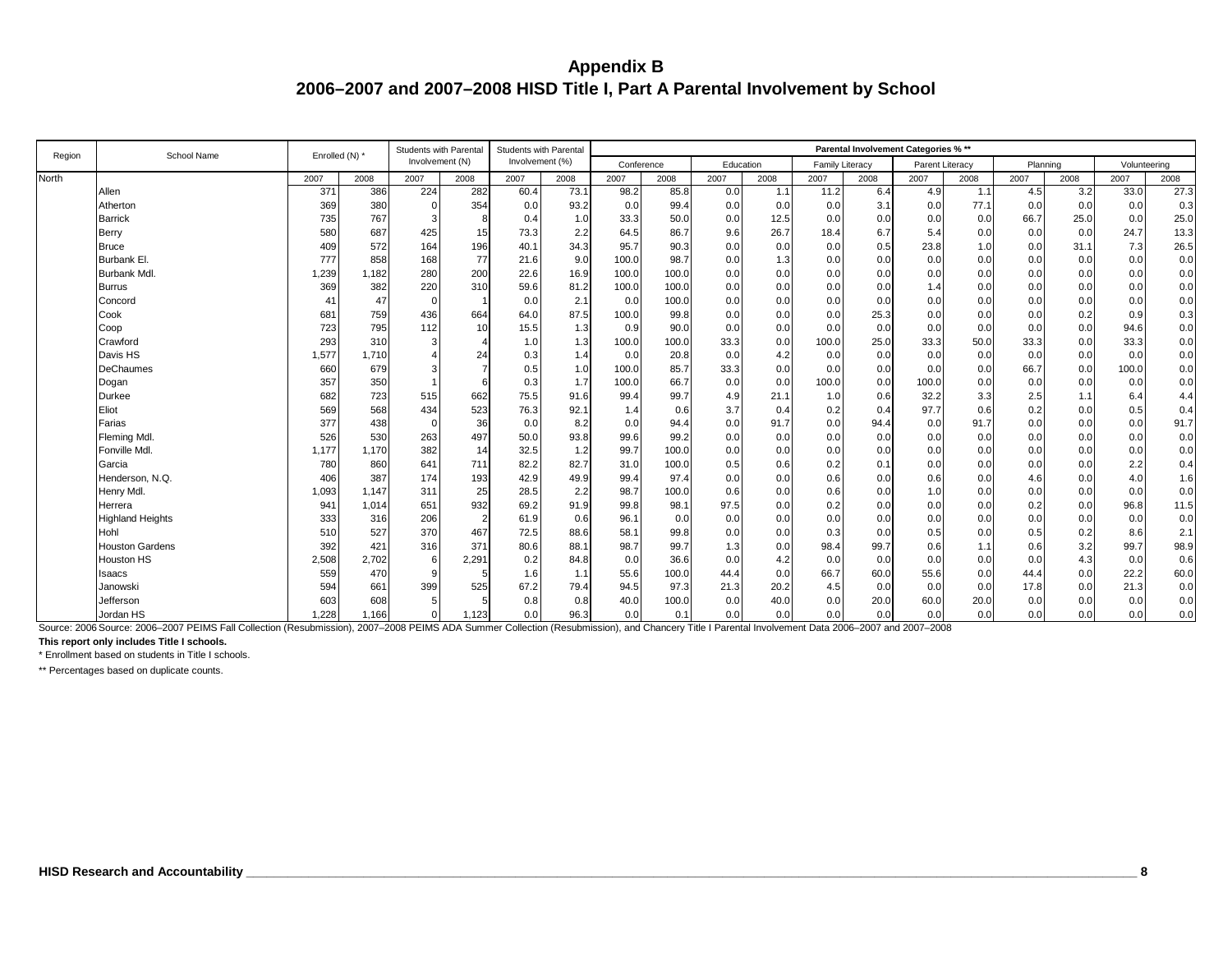# Appendix B
## 2006–2007 and 2007–2008 HISD Title I, Part A Parental Involvement by School

| Region | School Name | Enrolled (N) * | | Students with Parental Involvement (N) | | Students with Parental Involvement (%) | | Parental Involvement Categories % ** | | | | | | | | | | | |
|---|---|---|---|---|---|---|---|---|---|---|---|---|---|---|---|---|---|---|---|
| | | | | | | | | Conference | | Education | | Family Literacy | | Parent Literacy | | Planning | | Volunteering | |
| | | 2007 | 2008 | 2007 | 2008 | 2007 | 2008 | 2007 | 2008 | 2007 | 2008 | 2007 | 2008 | 2007 | 2008 | 2007 | 2008 | 2007 | 2008 |
| North | | | | | | | | | | | | | | | | | | | |
| | Allen | 371 | 386 | 224 | 282 | 60.4 | 73.1 | 98.2 | 85.8 | 0.0 | 1.1 | 11.2 | 6.4 | 4.9 | 1.1 | 4.5 | 3.2 | 33.0 | 27.3 |
| | Atherton | 369 | 380 | 0 | 354 | 0.0 | 93.2 | 0.0 | 99.4 | 0.0 | 0.0 | 0.0 | 3.1 | 0.0 | 77.1 | 0.0 | 0.0 | 0.0 | 0.3 |
| | Barrick | 735 | 767 | 3 | 8 | 0.4 | 1.0 | 33.3 | 50.0 | 0.0 | 12.5 | 0.0 | 0.0 | 0.0 | 0.0 | 66.7 | 25.0 | 0.0 | 25.0 |
| | Berry | 580 | 687 | 425 | 15 | 73.3 | 2.2 | 64.5 | 86.7 | 9.6 | 26.7 | 18.4 | 6.7 | 5.4 | 0.0 | 0.0 | 0.0 | 24.7 | 13.3 |
| | Bruce | 409 | 572 | 164 | 196 | 40.1 | 34.3 | 95.7 | 90.3 | 0.0 | 0.0 | 0.0 | 0.5 | 23.8 | 1.0 | 0.0 | 31.1 | 7.3 | 26.5 |
| | Burbank El. | 777 | 858 | 168 | 77 | 21.6 | 9.0 | 100.0 | 98.7 | 0.0 | 1.3 | 0.0 | 0.0 | 0.0 | 0.0 | 0.0 | 0.0 | 0.0 | 0.0 |
| | Burbank Mdl. | 1,239 | 1,182 | 280 | 200 | 22.6 | 16.9 | 100.0 | 100.0 | 0.0 | 0.0 | 0.0 | 0.0 | 0.0 | 0.0 | 0.0 | 0.0 | 0.0 | 0.0 |
| | Burrus | 369 | 382 | 220 | 310 | 59.6 | 81.2 | 100.0 | 100.0 | 0.0 | 0.0 | 0.0 | 0.0 | 1.4 | 0.0 | 0.0 | 0.0 | 0.0 | 0.0 |
| | Concord | 41 | 47 | 0 | 1 | 0.0 | 2.1 | 0.0 | 100.0 | 0.0 | 0.0 | 0.0 | 0.0 | 0.0 | 0.0 | 0.0 | 0.0 | 0.0 | 0.0 |
| | Cook | 681 | 759 | 436 | 664 | 64.0 | 87.5 | 100.0 | 99.8 | 0.0 | 0.0 | 0.0 | 25.3 | 0.0 | 0.0 | 0.0 | 0.2 | 0.9 | 0.3 |
| | Coop | 723 | 795 | 112 | 10 | 15.5 | 1.3 | 0.9 | 90.0 | 0.0 | 0.0 | 0.0 | 0.0 | 0.0 | 0.0 | 0.0 | 0.0 | 94.6 | 0.0 |
| | Crawford | 293 | 310 | 3 | 4 | 1.0 | 1.3 | 100.0 | 100.0 | 33.3 | 0.0 | 100.0 | 25.0 | 33.3 | 50.0 | 33.3 | 0.0 | 33.3 | 0.0 |
| | Davis HS | 1,577 | 1,710 | 4 | 24 | 0.3 | 1.4 | 0.0 | 20.8 | 0.0 | 4.2 | 0.0 | 0.0 | 0.0 | 0.0 | 0.0 | 0.0 | 0.0 | 0.0 |
| | DeChaumes | 660 | 679 | 3 | 7 | 0.5 | 1.0 | 100.0 | 85.7 | 33.3 | 0.0 | 0.0 | 0.0 | 0.0 | 0.0 | 66.7 | 0.0 | 100.0 | 0.0 |
| | Dogan | 357 | 350 | 1 | 6 | 0.3 | 1.7 | 100.0 | 66.7 | 0.0 | 0.0 | 100.0 | 0.0 | 100.0 | 0.0 | 0.0 | 0.0 | 0.0 | 0.0 |
| | Durkee | 682 | 723 | 515 | 662 | 75.5 | 91.6 | 99.4 | 99.7 | 4.9 | 21.1 | 1.0 | 0.6 | 32.2 | 3.3 | 2.5 | 1.1 | 6.4 | 4.4 |
| | Eliot | 569 | 568 | 434 | 523 | 76.3 | 92.1 | 1.4 | 0.6 | 3.7 | 0.4 | 0.2 | 0.4 | 97.7 | 0.6 | 0.2 | 0.0 | 0.5 | 0.4 |
| | Farias | 377 | 438 | 0 | 36 | 0.0 | 8.2 | 0.0 | 94.4 | 0.0 | 91.7 | 0.0 | 94.4 | 0.0 | 91.7 | 0.0 | 0.0 | 0.0 | 91.7 |
| | Fleming Mdl. | 526 | 530 | 263 | 497 | 50.0 | 93.8 | 99.6 | 99.2 | 0.0 | 0.0 | 0.0 | 0.0 | 0.0 | 0.0 | 0.0 | 0.0 | 0.0 | 0.0 |
| | Fonville Mdl. | 1,177 | 1,170 | 382 | 14 | 32.5 | 1.2 | 99.7 | 100.0 | 0.0 | 0.0 | 0.0 | 0.0 | 0.0 | 0.0 | 0.0 | 0.0 | 0.0 | 0.0 |
| | Garcia | 780 | 860 | 641 | 711 | 82.2 | 82.7 | 31.0 | 100.0 | 0.5 | 0.6 | 0.2 | 0.1 | 0.0 | 0.0 | 0.0 | 0.0 | 2.2 | 0.4 |
| | Henderson, N.Q. | 406 | 387 | 174 | 193 | 42.9 | 49.9 | 99.4 | 97.4 | 0.0 | 0.0 | 0.6 | 0.0 | 0.6 | 0.0 | 4.6 | 0.0 | 4.0 | 1.6 |
| | Henry Mdl. | 1,093 | 1,147 | 311 | 25 | 28.5 | 2.2 | 98.7 | 100.0 | 0.6 | 0.0 | 0.6 | 0.0 | 1.0 | 0.0 | 0.0 | 0.0 | 0.0 | 0.0 |
| | Herrera | 941 | 1,014 | 651 | 932 | 69.2 | 91.9 | 99.8 | 98.1 | 97.5 | 0.0 | 0.2 | 0.0 | 0.0 | 0.0 | 0.2 | 0.0 | 96.8 | 11.5 |
| | Highland Heights | 333 | 316 | 206 | 2 | 61.9 | 0.6 | 96.1 | 0.0 | 0.0 | 0.0 | 0.0 | 0.0 | 0.0 | 0.0 | 0.0 | 0.0 | 0.0 | 0.0 |
| | Hohl | 510 | 527 | 370 | 467 | 72.5 | 88.6 | 58.1 | 99.8 | 0.0 | 0.0 | 0.3 | 0.0 | 0.5 | 0.0 | 0.5 | 0.2 | 8.6 | 2.1 |
| | Houston Gardens | 392 | 421 | 316 | 371 | 80.6 | 88.1 | 98.7 | 99.7 | 1.3 | 0.0 | 98.4 | 99.7 | 0.6 | 1.1 | 0.6 | 3.2 | 99.7 | 98.9 |
| | Houston HS | 2,508 | 2,702 | 6 | 2,291 | 0.2 | 84.8 | 0.0 | 36.6 | 0.0 | 4.2 | 0.0 | 0.0 | 0.0 | 0.0 | 0.0 | 4.3 | 0.0 | 0.6 |
| | Isaacs | 559 | 470 | 9 | 5 | 1.6 | 1.1 | 55.6 | 100.0 | 44.4 | 0.0 | 66.7 | 60.0 | 55.6 | 0.0 | 44.4 | 0.0 | 22.2 | 60.0 |
| | Janowski | 594 | 661 | 399 | 525 | 67.2 | 79.4 | 94.5 | 97.3 | 21.3 | 20.2 | 4.5 | 0.0 | 0.0 | 0.0 | 17.8 | 0.0 | 21.3 | 0.0 |
| | Jefferson | 603 | 608 | 5 | 5 | 0.8 | 0.8 | 40.0 | 100.0 | 0.0 | 40.0 | 0.0 | 20.0 | 60.0 | 20.0 | 0.0 | 0.0 | 0.0 | 0.0 |
| | Jordan HS | 1,228 | 1,166 | 0 | 1,123 | 0.0 | 96.3 | 0.0 | 0.1 | 0.0 | 0.0 | 0.0 | 0.0 | 0.0 | 0.0 | 0.0 | 0.0 | 0.0 | 0.0 |

Source: 2006 Source: 2006–2007 PEIMS Fall Collection (Resubmission), 2007–2008 PEIMS ADA Summer Collection (Resubmission), and Chancery Title I Parental Involvement Data 2006–2007 and 2007–2008

**This report only includes Title I schools.**

* Enrollment based on students in Title I schools.

** Percentages based on duplicate counts.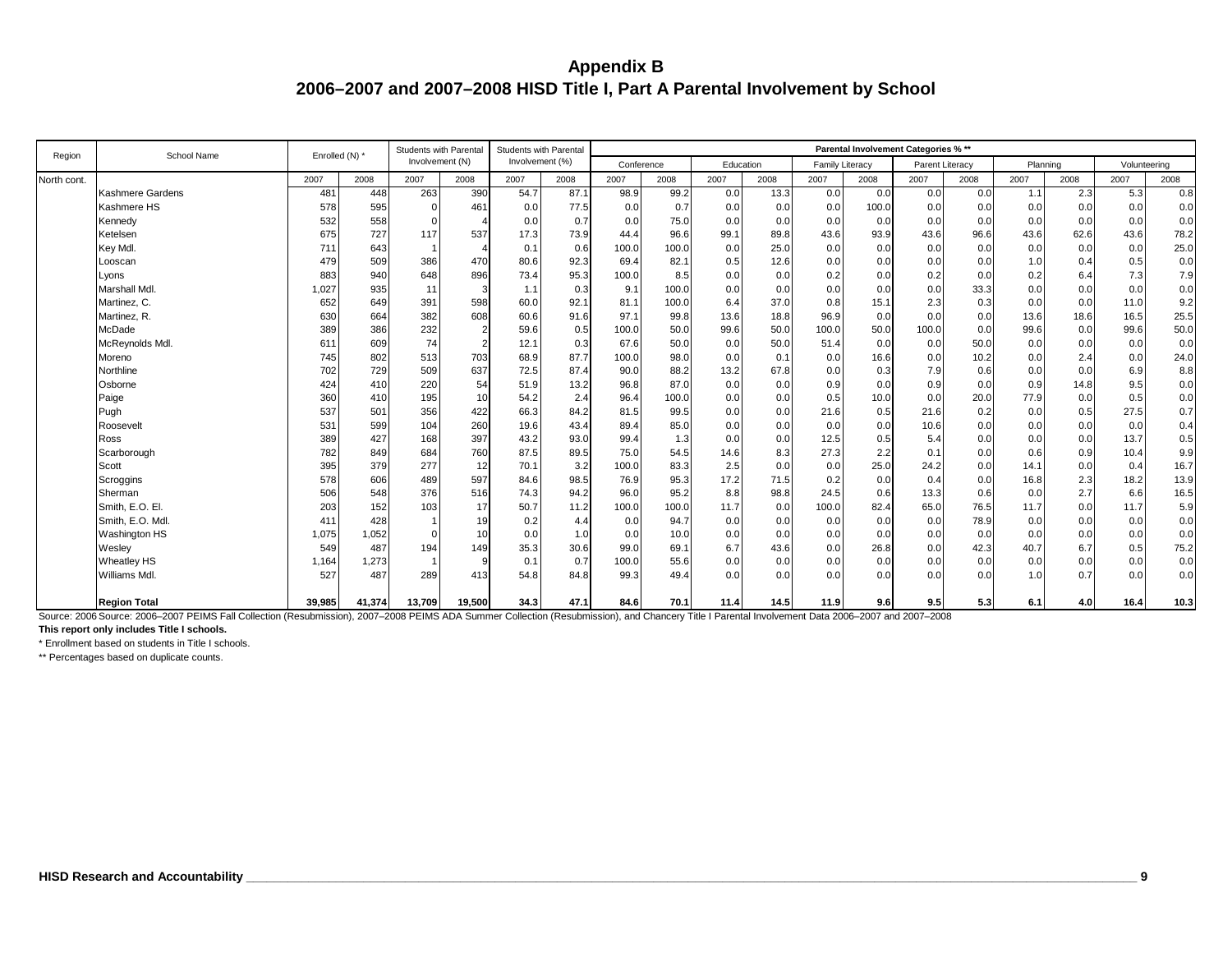# Appendix B
## 2006–2007 and 2007–2008 HISD Title I, Part A Parental Involvement by School

| Region | School Name | Enrolled (N) * | | Students with Parental Involvement (N) | | Students with Parental Involvement (%) | | Parental Involvement Categories % ** | | | | | | | | | | | |
|---|---|---|---|---|---|---|---|---|---|---|---|---|---|---|---|---|---|---|---|
| | | | | | | | | Conference | | Education | | Family Literacy | | Parent Literacy | | Planning | | Volunteering | |
| | | 2007 | 2008 | 2007 | 2008 | 2007 | 2008 | 2007 | 2008 | 2007 | 2008 | 2007 | 2008 | 2007 | 2008 | 2007 | 2008 | 2007 | 2008 |
| North cont. | Kashmere Gardens | 481 | 448 | 263 | 390 | 54.7 | 87.1 | 98.9 | 99.2 | 0.0 | 13.3 | 0.0 | 0.0 | 0.0 | 0.0 | 1.1 | 2.3 | 5.3 | 0.8 |
| | Kashmere HS | 578 | 595 | 0 | 461 | 0.0 | 77.5 | 0.0 | 0.7 | 0.0 | 0.0 | 0.0 | 100.0 | 0.0 | 0.0 | 0.0 | 0.0 | 0.0 | 0.0 |
| | Kennedy | 532 | 558 | 0 | 4 | 0.0 | 0.7 | 0.0 | 75.0 | 0.0 | 0.0 | 0.0 | 0.0 | 0.0 | 0.0 | 0.0 | 0.0 | 0.0 | 0.0 |
| | Ketelsen | 675 | 727 | 117 | 537 | 17.3 | 73.9 | 44.4 | 96.6 | 99.1 | 89.8 | 43.6 | 93.9 | 43.6 | 96.6 | 43.6 | 62.6 | 43.6 | 78.2 |
| | Key Mdl. | 711 | 643 | 1 | 4 | 0.1 | 0.6 | 100.0 | 100.0 | 0.0 | 25.0 | 0.0 | 0.0 | 0.0 | 0.0 | 0.0 | 0.0 | 0.0 | 25.0 |
| | Looscan | 479 | 509 | 386 | 470 | 80.6 | 92.3 | 69.4 | 82.1 | 0.5 | 12.6 | 0.0 | 0.0 | 0.0 | 0.0 | 1.0 | 0.4 | 0.5 | 0.0 |
| | Lyons | 883 | 940 | 648 | 896 | 73.4 | 95.3 | 100.0 | 8.5 | 0.0 | 0.0 | 0.2 | 0.0 | 0.2 | 0.0 | 0.2 | 6.4 | 7.3 | 7.9 |
| | Marshall Mdl. | 1,027 | 935 | 11 | 3 | 1.1 | 0.3 | 9.1 | 100.0 | 0.0 | 0.0 | 0.0 | 0.0 | 0.0 | 33.3 | 0.0 | 0.0 | 0.0 | 0.0 |
| | Martinez, C. | 652 | 649 | 391 | 598 | 60.0 | 92.1 | 81.1 | 100.0 | 6.4 | 37.0 | 0.8 | 15.1 | 2.3 | 0.3 | 0.0 | 0.0 | 11.0 | 9.2 |
| | Martinez, R. | 630 | 664 | 382 | 608 | 60.6 | 91.6 | 97.1 | 99.8 | 13.6 | 18.8 | 96.9 | 0.0 | 0.0 | 0.0 | 13.6 | 18.6 | 16.5 | 25.5 |
| | McDade | 389 | 386 | 232 | 2 | 59.6 | 0.5 | 100.0 | 50.0 | 99.6 | 50.0 | 100.0 | 50.0 | 100.0 | 0.0 | 99.6 | 0.0 | 99.6 | 50.0 |
| | McReynolds Mdl. | 611 | 609 | 74 | 2 | 12.1 | 0.3 | 67.6 | 50.0 | 0.0 | 50.0 | 51.4 | 0.0 | 0.0 | 50.0 | 0.0 | 0.0 | 0.0 | 0.0 |
| | Moreno | 745 | 802 | 513 | 703 | 68.9 | 87.7 | 100.0 | 98.0 | 0.0 | 0.1 | 0.0 | 16.6 | 0.0 | 10.2 | 0.0 | 2.4 | 0.0 | 24.0 |
| | Northline | 702 | 729 | 509 | 637 | 72.5 | 87.4 | 90.0 | 88.2 | 13.2 | 67.8 | 0.0 | 0.3 | 7.9 | 0.6 | 0.0 | 0.0 | 6.9 | 8.8 |
| | Osborne | 424 | 410 | 220 | 54 | 51.9 | 13.2 | 96.8 | 87.0 | 0.0 | 0.0 | 0.9 | 0.0 | 0.9 | 0.0 | 0.9 | 14.8 | 9.5 | 0.0 |
| | Paige | 360 | 410 | 195 | 10 | 54.2 | 2.4 | 96.4 | 100.0 | 0.0 | 0.0 | 0.5 | 10.0 | 0.0 | 20.0 | 77.9 | 0.0 | 0.5 | 0.0 |
| | Pugh | 537 | 501 | 356 | 422 | 66.3 | 84.2 | 81.5 | 99.5 | 0.0 | 0.0 | 21.6 | 0.5 | 21.6 | 0.2 | 0.0 | 0.5 | 27.5 | 0.7 |
| | Roosevelt | 531 | 599 | 104 | 260 | 19.6 | 43.4 | 89.4 | 85.0 | 0.0 | 0.0 | 0.0 | 0.0 | 10.6 | 0.0 | 0.0 | 0.0 | 0.0 | 0.4 |
| | Ross | 389 | 427 | 168 | 397 | 43.2 | 93.0 | 99.4 | 1.3 | 0.0 | 0.0 | 12.5 | 0.5 | 5.4 | 0.0 | 0.0 | 0.0 | 13.7 | 0.5 |
| | Scarborough | 782 | 849 | 684 | 760 | 87.5 | 89.5 | 75.0 | 54.5 | 14.6 | 8.3 | 27.3 | 2.2 | 0.1 | 0.0 | 0.6 | 0.9 | 10.4 | 9.9 |
| | Scott | 395 | 379 | 277 | 12 | 70.1 | 3.2 | 100.0 | 83.3 | 2.5 | 0.0 | 0.0 | 25.0 | 24.2 | 0.0 | 14.1 | 0.0 | 0.4 | 16.7 |
| | Scroggins | 578 | 606 | 489 | 597 | 84.6 | 98.5 | 76.9 | 95.3 | 17.2 | 71.5 | 0.2 | 0.0 | 0.4 | 0.0 | 16.8 | 2.3 | 18.2 | 13.9 |
| | Sherman | 506 | 548 | 376 | 516 | 74.3 | 94.2 | 96.0 | 95.2 | 8.8 | 98.8 | 24.5 | 0.6 | 13.3 | 0.6 | 0.0 | 2.7 | 6.6 | 16.5 |
| | Smith, E.O. El. | 203 | 152 | 103 | 17 | 50.7 | 11.2 | 100.0 | 100.0 | 11.7 | 0.0 | 100.0 | 82.4 | 65.0 | 76.5 | 11.7 | 0.0 | 11.7 | 5.9 |
| | Smith, E.O. Mdl. | 411 | 428 | 1 | 19 | 0.2 | 4.4 | 0.0 | 94.7 | 0.0 | 0.0 | 0.0 | 0.0 | 0.0 | 78.9 | 0.0 | 0.0 | 0.0 | 0.0 |
| | Washington HS | 1,075 | 1,052 | 0 | 10 | 0.0 | 1.0 | 0.0 | 10.0 | 0.0 | 0.0 | 0.0 | 0.0 | 0.0 | 0.0 | 0.0 | 0.0 | 0.0 | 0.0 |
| | Wesley | 549 | 487 | 194 | 149 | 35.3 | 30.6 | 99.0 | 69.1 | 6.7 | 43.6 | 0.0 | 26.8 | 0.0 | 42.3 | 40.7 | 6.7 | 0.5 | 75.2 |
| | Wheatley HS | 1,164 | 1,273 | 1 | 9 | 0.1 | 0.7 | 100.0 | 55.6 | 0.0 | 0.0 | 0.0 | 0.0 | 0.0 | 0.0 | 0.0 | 0.0 | 0.0 | 0.0 |
| | Williams Mdl. | 527 | 487 | 289 | 413 | 54.8 | 84.8 | 99.3 | 49.4 | 0.0 | 0.0 | 0.0 | 0.0 | 0.0 | 0.0 | 1.0 | 0.7 | 0.0 | 0.0 |
| | **Region Total** | **39,985** | **41,374** | **13,709** | **19,500** | **34.3** | **47.1** | **84.6** | **70.1** | **11.4** | **14.5** | **11.9** | **9.6** | **9.5** | **5.3** | **6.1** | **4.0** | **16.4** | **10.3** |

Source: 2006 Source: 2006–2007 PEIMS Fall Collection (Resubmission), 2007–2008 PEIMS ADA Summer Collection (Resubmission), and Chancery Title I Parental Involvement Data 2006–2007 and 2007–2008

**This report only includes Title I schools.**

* Enrollment based on students in Title I schools.

** Percentages based on duplicate counts.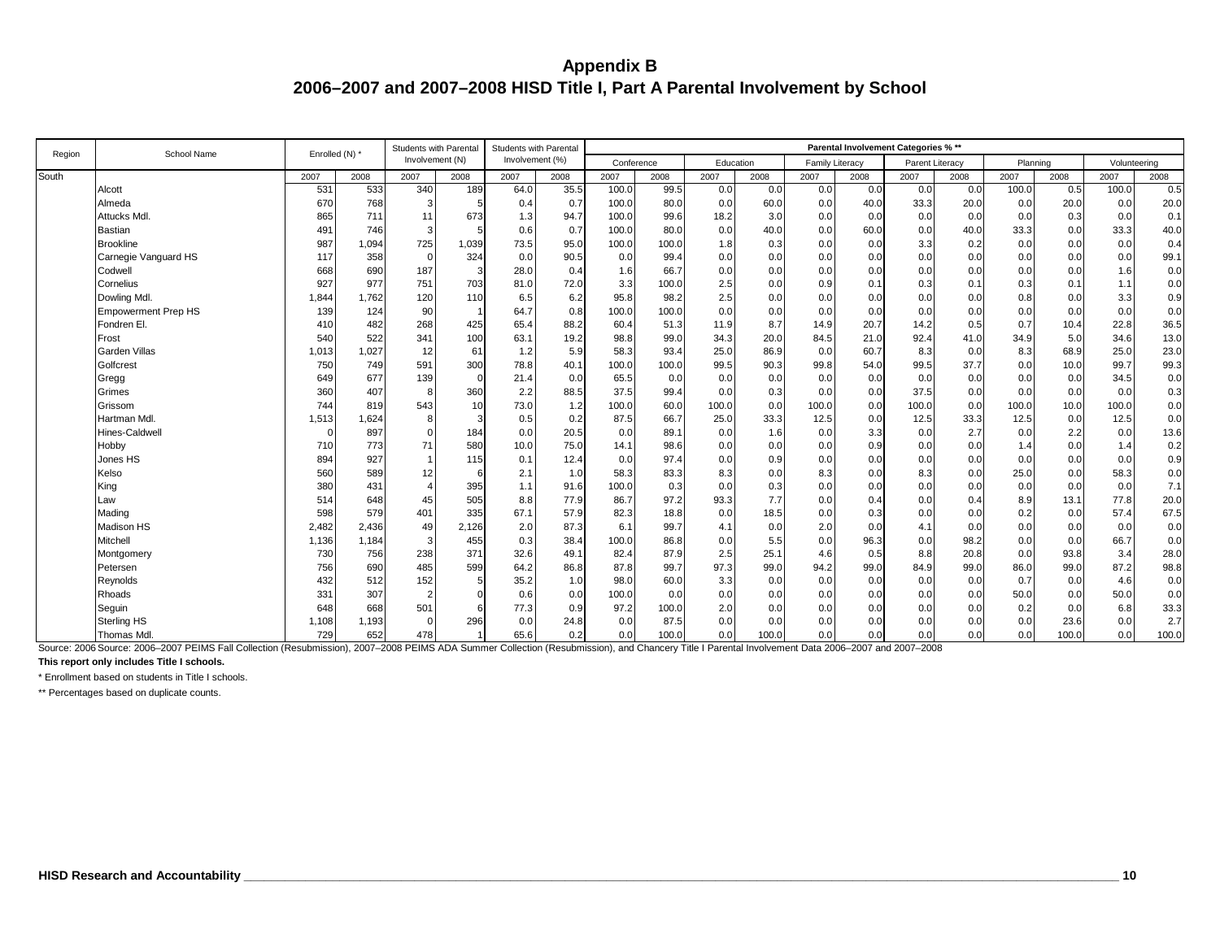## Appendix B
## 2006–2007 and 2007–2008 HISD Title I, Part A Parental Involvement by School

| Region | School Name | Enrolled (N) * | | Students with Parental Involvement (N) | | Students with Parental Involvement (%) | | Parental Involvement Categories % ** | | | | | | | | | | | |
|---|---|---|---|---|---|---|---|---|---|---|---|---|---|---|---|---|---|---|---|
| | | | | | | | | Conference | | Education | | Family Literacy | | Parent Literacy | | Planning | | Volunteering | |
| | | 2007 | 2008 | 2007 | 2008 | 2007 | 2008 | 2007 | 2008 | 2007 | 2008 | 2007 | 2008 | 2007 | 2008 | 2007 | 2008 | 2007 | 2008 |
| South | Alcott | 531 | 533 | 340 | 189 | 64.0 | 35.5 | 100.0 | 99.5 | 0.0 | 0.0 | 0.0 | 0.0 | 0.0 | 0.0 | 100.0 | 0.5 | 100.0 | 0.5 |
| | Almeda | 670 | 768 | 3 | 5 | 0.4 | 0.7 | 100.0 | 80.0 | 0.0 | 60.0 | 0.0 | 40.0 | 33.3 | 20.0 | 0.0 | 20.0 | 0.0 | 20.0 |
| | Attucks Mdl. | 865 | 711 | 11 | 673 | 1.3 | 94.7 | 100.0 | 99.6 | 18.2 | 3.0 | 0.0 | 0.0 | 0.0 | 0.0 | 0.0 | 0.3 | 0.0 | 0.1 |
| | Bastian | 491 | 746 | 3 | 5 | 0.6 | 0.7 | 100.0 | 80.0 | 0.0 | 40.0 | 0.0 | 60.0 | 0.0 | 40.0 | 33.3 | 0.0 | 33.3 | 40.0 |
| | Brookline | 987 | 1,094 | 725 | 1,039 | 73.5 | 95.0 | 100.0 | 100.0 | 1.8 | 0.3 | 0.0 | 0.0 | 3.3 | 0.2 | 0.0 | 0.0 | 0.0 | 0.4 |
| | Carnegie Vanguard HS | 117 | 358 | 0 | 324 | 0.0 | 90.5 | 0.0 | 99.4 | 0.0 | 0.0 | 0.0 | 0.0 | 0.0 | 0.0 | 0.0 | 0.0 | 0.0 | 99.1 |
| | Codwell | 668 | 690 | 187 | 3 | 28.0 | 0.4 | 1.6 | 66.7 | 0.0 | 0.0 | 0.0 | 0.0 | 0.0 | 0.0 | 0.0 | 0.0 | 1.6 | 0.0 |
| | Cornelius | 927 | 977 | 751 | 703 | 81.0 | 72.0 | 3.3 | 100.0 | 2.5 | 0.0 | 0.9 | 0.1 | 0.3 | 0.1 | 0.3 | 0.1 | 1.1 | 0.0 |
| | Dowling Mdl. | 1,844 | 1,762 | 120 | 110 | 6.5 | 6.2 | 95.8 | 98.2 | 2.5 | 0.0 | 0.0 | 0.0 | 0.0 | 0.0 | 0.8 | 0.0 | 3.3 | 0.9 |
| | Empowerment Prep HS | 139 | 124 | 90 | 1 | 64.7 | 0.8 | 100.0 | 100.0 | 0.0 | 0.0 | 0.0 | 0.0 | 0.0 | 0.0 | 0.0 | 0.0 | 0.0 | 0.0 |
| | Fondren El. | 410 | 482 | 268 | 425 | 65.4 | 88.2 | 60.4 | 51.3 | 11.9 | 8.7 | 14.9 | 20.7 | 14.2 | 0.5 | 0.7 | 10.4 | 22.8 | 36.5 |
| | Frost | 540 | 522 | 341 | 100 | 63.1 | 19.2 | 98.8 | 99.0 | 34.3 | 20.0 | 84.5 | 21.0 | 92.4 | 41.0 | 34.9 | 5.0 | 34.6 | 13.0 |
| | Garden Villas | 1,013 | 1,027 | 12 | 61 | 1.2 | 5.9 | 58.3 | 93.4 | 25.0 | 86.9 | 0.0 | 60.7 | 8.3 | 0.0 | 8.3 | 68.9 | 25.0 | 23.0 |
| | Golfcrest | 750 | 749 | 591 | 300 | 78.8 | 40.1 | 100.0 | 100.0 | 99.5 | 90.3 | 99.8 | 54.0 | 99.5 | 37.7 | 0.0 | 10.0 | 99.7 | 99.3 |
| | Gregg | 649 | 677 | 139 | 0 | 21.4 | 0.0 | 65.5 | 0.0 | 0.0 | 0.0 | 0.0 | 0.0 | 0.0 | 0.0 | 0.0 | 0.0 | 34.5 | 0.0 |
| | Grimes | 360 | 407 | 8 | 360 | 2.2 | 88.5 | 37.5 | 99.4 | 0.0 | 0.3 | 0.0 | 0.0 | 37.5 | 0.0 | 0.0 | 0.0 | 0.0 | 0.3 |
| | Grissom | 744 | 819 | 543 | 10 | 73.0 | 1.2 | 100.0 | 60.0 | 100.0 | 0.0 | 100.0 | 0.0 | 100.0 | 0.0 | 100.0 | 10.0 | 100.0 | 0.0 |
| | Hartman Mdl. | 1,513 | 1,624 | 8 | 3 | 0.5 | 0.2 | 87.5 | 66.7 | 25.0 | 33.3 | 12.5 | 0.0 | 12.5 | 33.3 | 12.5 | 0.0 | 12.5 | 0.0 |
| | Hines-Caldwell | 0 | 897 | 0 | 184 | 0.0 | 20.5 | 0.0 | 89.1 | 0.0 | 1.6 | 0.0 | 3.3 | 0.0 | 2.7 | 0.0 | 2.2 | 0.0 | 13.6 |
| | Hobby | 710 | 773 | 71 | 580 | 10.0 | 75.0 | 14.1 | 98.6 | 0.0 | 0.0 | 0.0 | 0.9 | 0.0 | 0.0 | 1.4 | 0.0 | 1.4 | 0.2 |
| | Jones HS | 894 | 927 | 1 | 115 | 0.1 | 12.4 | 0.0 | 97.4 | 0.0 | 0.9 | 0.0 | 0.0 | 0.0 | 0.0 | 0.0 | 0.0 | 0.0 | 0.9 |
| | Kelso | 560 | 589 | 12 | 6 | 2.1 | 1.0 | 58.3 | 83.3 | 8.3 | 0.0 | 8.3 | 0.0 | 8.3 | 0.0 | 25.0 | 0.0 | 58.3 | 0.0 |
| | King | 380 | 431 | 4 | 395 | 1.1 | 91.6 | 100.0 | 0.3 | 0.0 | 0.3 | 0.0 | 0.0 | 0.0 | 0.0 | 0.0 | 0.0 | 0.0 | 7.1 |
| | Law | 514 | 648 | 45 | 505 | 8.8 | 77.9 | 86.7 | 97.2 | 93.3 | 7.7 | 0.0 | 0.4 | 0.0 | 0.4 | 8.9 | 13.1 | 77.8 | 20.0 |
| | Mading | 598 | 579 | 401 | 335 | 67.1 | 57.9 | 82.3 | 18.8 | 0.0 | 18.5 | 0.0 | 0.3 | 0.0 | 0.0 | 0.2 | 0.0 | 57.4 | 67.5 |
| | Madison HS | 2,482 | 2,436 | 49 | 2,126 | 2.0 | 87.3 | 6.1 | 99.7 | 4.1 | 0.0 | 2.0 | 0.0 | 4.1 | 0.0 | 0.0 | 0.0 | 0.0 | 0.0 |
| | Mitchell | 1,136 | 1,184 | 3 | 455 | 0.3 | 38.4 | 100.0 | 86.8 | 0.0 | 5.5 | 0.0 | 96.3 | 0.0 | 98.2 | 0.0 | 0.0 | 66.7 | 0.0 |
| | Montgomery | 730 | 756 | 238 | 371 | 32.6 | 49.1 | 82.4 | 87.9 | 2.5 | 25.1 | 4.6 | 0.5 | 8.8 | 20.8 | 0.0 | 93.8 | 3.4 | 28.0 |
| | Petersen | 756 | 690 | 485 | 599 | 64.2 | 86.8 | 87.8 | 99.7 | 97.3 | 99.0 | 94.2 | 99.0 | 84.9 | 99.0 | 86.0 | 99.0 | 87.2 | 98.8 |
| | Reynolds | 432 | 512 | 152 | 5 | 35.2 | 1.0 | 98.0 | 60.0 | 3.3 | 0.0 | 0.0 | 0.0 | 0.0 | 0.0 | 0.7 | 0.0 | 4.6 | 0.0 |
| | Rhoads | 331 | 307 | 2 | 0 | 0.6 | 0.0 | 100.0 | 0.0 | 0.0 | 0.0 | 0.0 | 0.0 | 0.0 | 0.0 | 50.0 | 0.0 | 50.0 | 0.0 |
| | Seguin | 648 | 668 | 501 | 6 | 77.3 | 0.9 | 97.2 | 100.0 | 2.0 | 0.0 | 0.0 | 0.0 | 0.0 | 0.0 | 0.2 | 0.0 | 6.8 | 33.3 |
| | Sterling HS | 1,108 | 1,193 | 0 | 296 | 0.0 | 24.8 | 0.0 | 87.5 | 0.0 | 0.0 | 0.0 | 0.0 | 0.0 | 0.0 | 0.0 | 23.6 | 0.0 | 2.7 |
| | Thomas Mdl. | 729 | 652 | 478 | 1 | 65.6 | 0.2 | 0.0 | 100.0 | 0.0 | 100.0 | 0.0 | 0.0 | 0.0 | 0.0 | 0.0 | 100.0 | 0.0 | 100.0 |

Source: 2006 Source: 2006–2007 PEIMS Fall Collection (Resubmission), 2007–2008 PEIMS ADA Summer Collection (Resubmission), and Chancery Title I Parental Involvement Data 2006–2007 and 2007–2008

**This report only includes Title I schools.**

* Enrollment based on students in Title I schools.

** Percentages based on duplicate counts.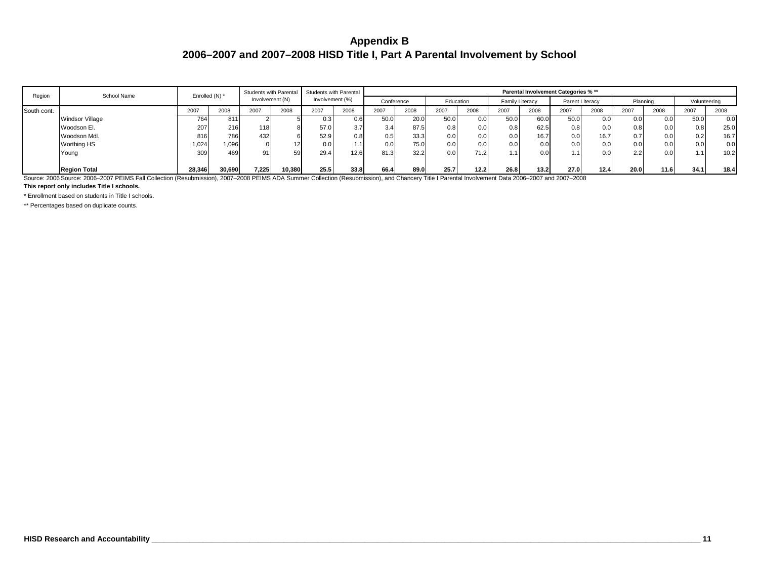# Appendix B
## 2006–2007 and 2007–2008 HISD Title I, Part A Parental Involvement by School

| Region | School Name | Enrolled (N) * | | Students with Parental Involvement (N) | | Students with Parental Involvement (%) | | Parental Involvement Categories % ** | | | | | | | | | | | |
|---|---|---|---|---|---|---|---|---|---|---|---|---|---|---|---|---|---|---|---|
| | | | | | | | | Conference | | Education | | Family Literacy | | Parent Literacy | | Planning | | Volunteering | |
| South cont. | | 2007 | 2008 | 2007 | 2008 | 2007 | 2008 | 2007 | 2008 | 2007 | 2008 | 2007 | 2008 | 2007 | 2008 | 2007 | 2008 | 2007 | 2008 |
| | Windsor Village | 764 | 811 | 2 | 5 | 0.3 | 0.6 | 50.0 | 20.0 | 50.0 | 0.0 | 50.0 | 60.0 | 50.0 | 0.0 | 0.0 | 0.0 | 50.0 | 0.0 |
| | Woodson El. | 207 | 216 | 118 | 8 | 57.0 | 3.7 | 3.4 | 87.5 | 0.8 | 0.0 | 0.8 | 62.5 | 0.8 | 0.0 | 0.8 | 0.0 | 0.8 | 25.0 |
| | Woodson Mdl. | 816 | 786 | 432 | 6 | 52.9 | 0.8 | 0.5 | 33.3 | 0.0 | 0.0 | 0.0 | 16.7 | 0.0 | 16.7 | 0.7 | 0.0 | 0.2 | 16.7 |
| | Worthing HS | 1,024 | 1,096 | 0 | 12 | 0.0 | 1.1 | 0.0 | 75.0 | 0.0 | 0.0 | 0.0 | 0.0 | 0.0 | 0.0 | 0.0 | 0.0 | 0.0 | 0.0 |
| | Young | 309 | 469 | 91 | 59 | 29.4 | 12.6 | 81.3 | 32.2 | 0.0 | 71.2 | 1.1 | 0.0 | 1.1 | 0.0 | 2.2 | 0.0 | 1.1 | 10.2 |
| | **Region Total** | **28,346** | **30,690** | **7,225** | **10,380** | **25.5** | **33.8** | **66.4** | **89.0** | **25.7** | **12.2** | **26.8** | **13.2** | **27.0** | **12.4** | **20.0** | **11.6** | **34.1** | **18.4** |

Source: 2006 Source: 2006–2007 PEIMS Fall Collection (Resubmission), 2007–2008 PEIMS ADA Summer Collection (Resubmission), and Chancery Title I Parental Involvement Data 2006–2007 and 2007–2008

**This report only includes Title I schools.**

* Enrollment based on students in Title I schools.

** Percentages based on duplicate counts.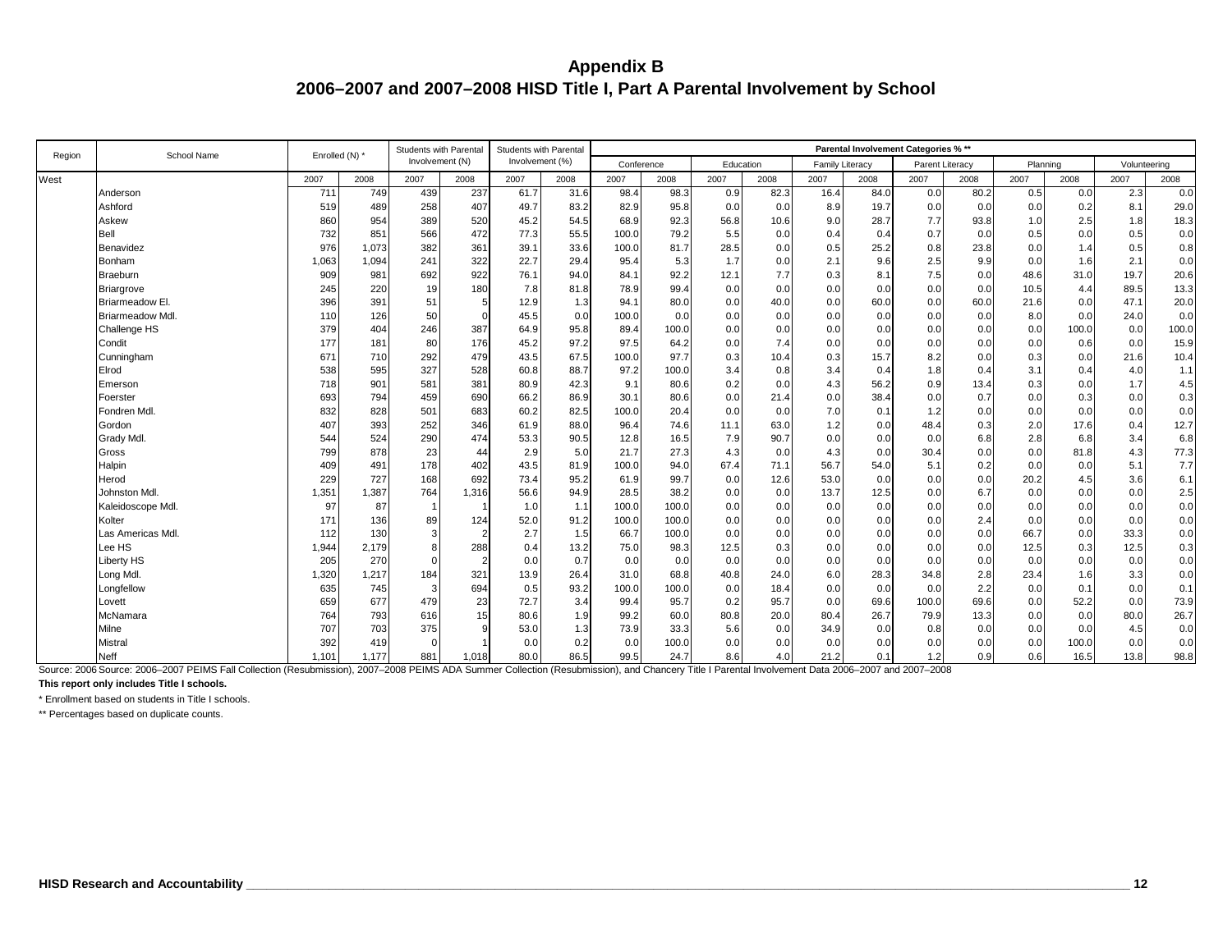## Appendix B
## 2006–2007 and 2007–2008 HISD Title I, Part A Parental Involvement by School

| Region | School Name | Enrolled (N) * | | Students with Parental Involvement (N) | | Students with Parental Involvement (%) | | Parental Involvement Categories % ** | | | | | | | | | | | |
|---|---|---|---|---|---|---|---|---|---|---|---|---|---|---|---|---|---|---|---|
| | | | | | | | | Conference | | Education | | Family Literacy | | Parent Literacy | | Planning | | Volunteering | |
| West | | 2007 | 2008 | 2007 | 2008 | 2007 | 2008 | 2007 | 2008 | 2007 | 2008 | 2007 | 2008 | 2007 | 2008 | 2007 | 2008 | 2007 | 2008 |
| | Anderson | 711 | 749 | 439 | 237 | 61.7 | 31.6 | 98.4 | 98.3 | 0.9 | 82.3 | 16.4 | 84.0 | 0.0 | 80.2 | 0.5 | 0.0 | 2.3 | 0.0 |
| | Ashford | 519 | 489 | 258 | 407 | 49.7 | 83.2 | 82.9 | 95.8 | 0.0 | 0.0 | 8.9 | 19.7 | 0.0 | 0.0 | 0.0 | 0.2 | 8.1 | 29.0 |
| | Askew | 860 | 954 | 389 | 520 | 45.2 | 54.5 | 68.9 | 92.3 | 56.8 | 10.6 | 9.0 | 28.7 | 7.7 | 93.8 | 1.0 | 2.5 | 1.8 | 18.3 |
| | Bell | 732 | 851 | 566 | 472 | 77.3 | 55.5 | 100.0 | 79.2 | 5.5 | 0.0 | 0.4 | 0.4 | 0.7 | 0.0 | 0.5 | 0.0 | 0.5 | 0.0 |
| | Benavidez | 976 | 1,073 | 382 | 361 | 39.1 | 33.6 | 100.0 | 81.7 | 28.5 | 0.0 | 0.5 | 25.2 | 0.8 | 23.8 | 0.0 | 1.4 | 0.5 | 0.8 |
| | Bonham | 1,063 | 1,094 | 241 | 322 | 22.7 | 29.4 | 95.4 | 5.3 | 1.7 | 0.0 | 2.1 | 9.6 | 2.5 | 9.9 | 0.0 | 1.6 | 2.1 | 0.0 |
| | Braeburn | 909 | 981 | 692 | 922 | 76.1 | 94.0 | 84.1 | 92.2 | 12.1 | 7.7 | 0.3 | 8.1 | 7.5 | 0.0 | 48.6 | 31.0 | 19.7 | 20.6 |
| | Briargrove | 245 | 220 | 19 | 180 | 7.8 | 81.8 | 78.9 | 99.4 | 0.0 | 0.0 | 0.0 | 0.0 | 0.0 | 0.0 | 10.5 | 4.4 | 89.5 | 13.3 |
| | Briarmeadow El. | 396 | 391 | 51 | 5 | 12.9 | 1.3 | 94.1 | 80.0 | 0.0 | 40.0 | 0.0 | 60.0 | 0.0 | 60.0 | 21.6 | 0.0 | 47.1 | 20.0 |
| | Briarmeadow Mdl. | 110 | 126 | 50 | 0 | 45.5 | 0.0 | 100.0 | 0.0 | 0.0 | 0.0 | 0.0 | 0.0 | 0.0 | 0.0 | 8.0 | 0.0 | 24.0 | 0.0 |
| | Challenge HS | 379 | 404 | 246 | 387 | 64.9 | 95.8 | 89.4 | 100.0 | 0.0 | 0.0 | 0.0 | 0.0 | 0.0 | 0.0 | 0.0 | 100.0 | 0.0 | 100.0 |
| | Condit | 177 | 181 | 80 | 176 | 45.2 | 97.2 | 97.5 | 64.2 | 0.0 | 7.4 | 0.0 | 0.0 | 0.0 | 0.0 | 0.0 | 0.6 | 0.0 | 15.9 |
| | Cunningham | 671 | 710 | 292 | 479 | 43.5 | 67.5 | 100.0 | 97.7 | 0.3 | 10.4 | 0.3 | 15.7 | 8.2 | 0.0 | 0.3 | 0.0 | 21.6 | 10.4 |
| | Elrod | 538 | 595 | 327 | 528 | 60.8 | 88.7 | 97.2 | 100.0 | 3.4 | 0.8 | 3.4 | 0.4 | 1.8 | 0.4 | 3.1 | 0.4 | 4.0 | 1.1 |
| | Emerson | 718 | 901 | 581 | 381 | 80.9 | 42.3 | 9.1 | 80.6 | 0.2 | 0.0 | 4.3 | 56.2 | 0.9 | 13.4 | 0.3 | 0.0 | 1.7 | 4.5 |
| | Foerster | 693 | 794 | 459 | 690 | 66.2 | 86.9 | 30.1 | 80.6 | 0.0 | 21.4 | 0.0 | 38.4 | 0.0 | 0.7 | 0.0 | 0.3 | 0.0 | 0.3 |
| | Fondren Mdl. | 832 | 828 | 501 | 683 | 60.2 | 82.5 | 100.0 | 20.4 | 0.0 | 0.0 | 7.0 | 0.1 | 1.2 | 0.0 | 0.0 | 0.0 | 0.0 | 0.0 |
| | Gordon | 407 | 393 | 252 | 346 | 61.9 | 88.0 | 96.4 | 74.6 | 11.1 | 63.0 | 1.2 | 0.0 | 48.4 | 0.3 | 2.0 | 17.6 | 0.4 | 12.7 |
| | Grady Mdl. | 544 | 524 | 290 | 474 | 53.3 | 90.5 | 12.8 | 16.5 | 7.9 | 90.7 | 0.0 | 0.0 | 0.0 | 6.8 | 2.8 | 6.8 | 3.4 | 6.8 |
| | Gross | 799 | 878 | 23 | 44 | 2.9 | 5.0 | 21.7 | 27.3 | 4.3 | 0.0 | 4.3 | 0.0 | 30.4 | 0.0 | 0.0 | 81.8 | 4.3 | 77.3 |
| | Halpin | 409 | 491 | 178 | 402 | 43.5 | 81.9 | 100.0 | 94.0 | 67.4 | 71.1 | 56.7 | 54.0 | 5.1 | 0.2 | 0.0 | 0.0 | 5.1 | 7.7 |
| | Herod | 229 | 727 | 168 | 692 | 73.4 | 95.2 | 61.9 | 99.7 | 0.0 | 12.6 | 53.0 | 0.0 | 0.0 | 0.0 | 20.2 | 4.5 | 3.6 | 6.1 |
| | Johnston Mdl. | 1,351 | 1,387 | 764 | 1,316 | 56.6 | 94.9 | 28.5 | 38.2 | 0.0 | 0.0 | 13.7 | 12.5 | 0.0 | 6.7 | 0.0 | 0.0 | 0.0 | 2.5 |
| | Kaleidoscope Mdl. | 97 | 87 | 1 | 1 | 1.0 | 1.1 | 100.0 | 100.0 | 0.0 | 0.0 | 0.0 | 0.0 | 0.0 | 0.0 | 0.0 | 0.0 | 0.0 | 0.0 |
| | Kolter | 171 | 136 | 89 | 124 | 52.0 | 91.2 | 100.0 | 100.0 | 0.0 | 0.0 | 0.0 | 0.0 | 0.0 | 2.4 | 0.0 | 0.0 | 0.0 | 0.0 |
| | Las Americas Mdl. | 112 | 130 | 3 | 2 | 2.7 | 1.5 | 66.7 | 100.0 | 0.0 | 0.0 | 0.0 | 0.0 | 0.0 | 0.0 | 66.7 | 0.0 | 33.3 | 0.0 |
| | Lee HS | 1,944 | 2,179 | 8 | 288 | 0.4 | 13.2 | 75.0 | 98.3 | 12.5 | 0.3 | 0.0 | 0.0 | 0.0 | 0.0 | 12.5 | 0.3 | 12.5 | 0.3 |
| | Liberty HS | 205 | 270 | 0 | 2 | 0.0 | 0.7 | 0.0 | 0.0 | 0.0 | 0.0 | 0.0 | 0.0 | 0.0 | 0.0 | 0.0 | 0.0 | 0.0 | 0.0 |
| | Long Mdl. | 1,320 | 1,217 | 184 | 321 | 13.9 | 26.4 | 31.0 | 68.8 | 40.8 | 24.0 | 6.0 | 28.3 | 34.8 | 2.8 | 23.4 | 1.6 | 3.3 | 0.0 |
| | Longfellow | 635 | 745 | 3 | 694 | 0.5 | 93.2 | 100.0 | 100.0 | 0.0 | 18.4 | 0.0 | 0.0 | 0.0 | 2.2 | 0.0 | 0.1 | 0.0 | 0.1 |
| | Lovett | 659 | 677 | 479 | 23 | 72.7 | 3.4 | 99.4 | 95.7 | 0.2 | 95.7 | 0.0 | 69.6 | 100.0 | 69.6 | 0.0 | 52.2 | 0.0 | 73.9 |
| | McNamara | 764 | 793 | 616 | 15 | 80.6 | 1.9 | 99.2 | 60.0 | 80.8 | 20.0 | 80.4 | 26.7 | 79.9 | 13.3 | 0.0 | 0.0 | 80.0 | 26.7 |
| | Milne | 707 | 703 | 375 | 9 | 53.0 | 1.3 | 73.9 | 33.3 | 5.6 | 0.0 | 34.9 | 0.0 | 0.8 | 0.0 | 0.0 | 0.0 | 4.5 | 0.0 |
| | Mistral | 392 | 419 | 0 | 1 | 0.0 | 0.2 | 0.0 | 100.0 | 0.0 | 0.0 | 0.0 | 0.0 | 0.0 | 0.0 | 0.0 | 100.0 | 0.0 | 0.0 |
| | Neff | 1,101 | 1,177 | 881 | 1,018 | 80.0 | 86.5 | 99.5 | 24.7 | 8.6 | 4.0 | 21.2 | 0.1 | 1.2 | 0.9 | 0.6 | 16.5 | 13.8 | 98.8 |

Source: 2006 Source: 2006–2007 PEIMS Fall Collection (Resubmission), 2007–2008 PEIMS ADA Summer Collection (Resubmission), and Chancery Title I Parental Involvement Data 2006–2007 and 2007–2008

**This report only includes Title I schools.**

\* Enrollment based on students in Title I schools.

** Percentages based on duplicate counts.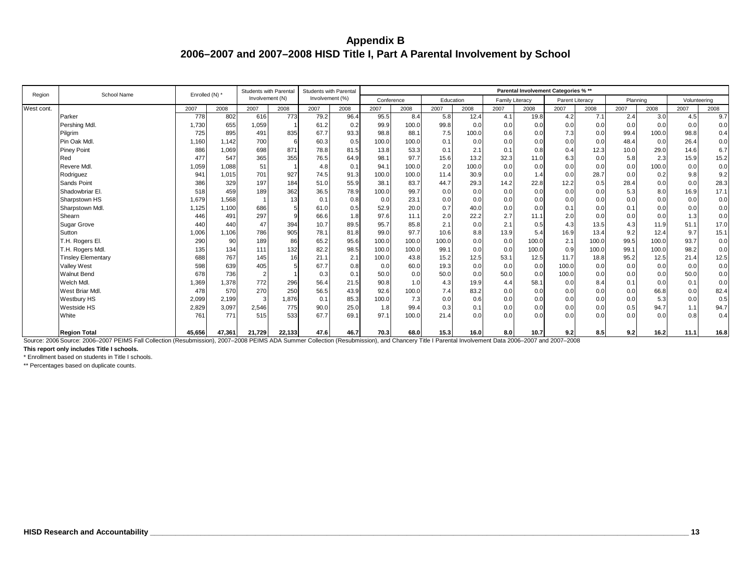# Appendix B
## 2006–2007 and 2007–2008 HISD Title I, Part A Parental Involvement by School

| Region | School Name | Enrolled (N) * | | Students with Parental Involvement (N) | | Students with Parental Involvement (%) | | Parental Involvement Categories % ** | | | | | | | | | | | |
|---|---|---|---|---|---|---|---|---|---|---|---|---|---|---|---|---|---|---|---|
| | | | | | | | | Conference | | Education | | Family Literacy | | Parent Literacy | | Planning | | Volunteering | |
| | | 2007 | 2008 | 2007 | 2008 | 2007 | 2008 | 2007 | 2008 | 2007 | 2008 | 2007 | 2008 | 2007 | 2008 | 2007 | 2008 | 2007 | 2008 |
| West cont. | Parker | 778 | 802 | 616 | 773 | 79.2 | 96.4 | 95.5 | 8.4 | 5.8 | 12.4 | 4.1 | 19.8 | 4.2 | 7.1 | 2.4 | 3.0 | 4.5 | 9.7 |
| | Pershing Mdl. | 1,730 | 655 | 1,059 | 1 | 61.2 | 0.2 | 99.9 | 100.0 | 99.8 | 0.0 | 0.0 | 0.0 | 0.0 | 0.0 | 0.0 | 0.0 | 0.0 | 0.0 |
| | Pilgrim | 725 | 895 | 491 | 835 | 67.7 | 93.3 | 98.8 | 88.1 | 7.5 | 100.0 | 0.6 | 0.0 | 7.3 | 0.0 | 99.4 | 100.0 | 98.8 | 0.4 |
| | Pin Oak Mdl. | 1,160 | 1,142 | 700 | 6 | 60.3 | 0.5 | 100.0 | 100.0 | 0.1 | 0.0 | 0.0 | 0.0 | 0.0 | 0.0 | 48.4 | 0.0 | 26.4 | 0.0 |
| | Piney Point | 886 | 1,069 | 698 | 871 | 78.8 | 81.5 | 13.8 | 53.3 | 0.1 | 2.1 | 0.1 | 0.8 | 0.4 | 12.3 | 10.0 | 29.0 | 14.6 | 6.7 |
| | Red | 477 | 547 | 365 | 355 | 76.5 | 64.9 | 98.1 | 97.7 | 15.6 | 13.2 | 32.3 | 11.0 | 6.3 | 0.0 | 5.8 | 2.3 | 15.9 | 15.2 |
| | Revere Mdl. | 1,059 | 1,088 | 51 | 1 | 4.8 | 0.1 | 94.1 | 100.0 | 2.0 | 100.0 | 0.0 | 0.0 | 0.0 | 0.0 | 0.0 | 100.0 | 0.0 | 0.0 |
| | Rodriguez | 941 | 1,015 | 701 | 927 | 74.5 | 91.3 | 100.0 | 100.0 | 11.4 | 30.9 | 0.0 | 1.4 | 0.0 | 28.7 | 0.0 | 0.2 | 9.8 | 9.2 |
| | Sands Point | 386 | 329 | 197 | 184 | 51.0 | 55.9 | 38.1 | 83.7 | 44.7 | 29.3 | 14.2 | 22.8 | 12.2 | 0.5 | 28.4 | 0.0 | 0.0 | 28.3 |
| | Shadowbriar El. | 518 | 459 | 189 | 362 | 36.5 | 78.9 | 100.0 | 99.7 | 0.0 | 0.0 | 0.0 | 0.0 | 0.0 | 0.0 | 5.3 | 8.0 | 16.9 | 17.1 |
| | Sharpstown HS | 1,679 | 1,568 | 1 | 13 | 0.1 | 0.8 | 0.0 | 23.1 | 0.0 | 0.0 | 0.0 | 0.0 | 0.0 | 0.0 | 0.0 | 0.0 | 0.0 | 0.0 |
| | Sharpstown Mdl. | 1,125 | 1,100 | 686 | 5 | 61.0 | 0.5 | 52.9 | 20.0 | 0.7 | 40.0 | 0.0 | 0.0 | 0.1 | 0.0 | 0.1 | 0.0 | 0.0 | 0.0 |
| | Shearn | 446 | 491 | 297 | 9 | 66.6 | 1.8 | 97.6 | 11.1 | 2.0 | 22.2 | 2.7 | 11.1 | 2.0 | 0.0 | 0.0 | 0.0 | 1.3 | 0.0 |
| | Sugar Grove | 440 | 440 | 47 | 394 | 10.7 | 89.5 | 95.7 | 85.8 | 2.1 | 0.0 | 2.1 | 0.5 | 4.3 | 13.5 | 4.3 | 11.9 | 51.1 | 17.0 |
| | Sutton | 1,006 | 1,106 | 786 | 905 | 78.1 | 81.8 | 99.0 | 97.7 | 10.6 | 8.8 | 13.9 | 5.4 | 16.9 | 13.4 | 9.2 | 12.4 | 9.7 | 15.1 |
| | T.H. Rogers El. | 290 | 90 | 189 | 86 | 65.2 | 95.6 | 100.0 | 100.0 | 100.0 | 0.0 | 0.0 | 100.0 | 2.1 | 100.0 | 99.5 | 100.0 | 93.7 | 0.0 |
| | T.H. Rogers Mdl. | 135 | 134 | 111 | 132 | 82.2 | 98.5 | 100.0 | 100.0 | 99.1 | 0.0 | 0.0 | 100.0 | 0.9 | 100.0 | 99.1 | 100.0 | 98.2 | 0.0 |
| | Tinsley Elementary | 688 | 767 | 145 | 16 | 21.1 | 2.1 | 100.0 | 43.8 | 15.2 | 12.5 | 53.1 | 12.5 | 11.7 | 18.8 | 95.2 | 12.5 | 21.4 | 12.5 |
| | Valley West | 598 | 639 | 405 | 5 | 67.7 | 0.8 | 0.0 | 60.0 | 19.3 | 0.0 | 0.0 | 0.0 | 100.0 | 0.0 | 0.0 | 0.0 | 0.0 | 0.0 |
| | Walnut Bend | 678 | 736 | 2 | 1 | 0.3 | 0.1 | 50.0 | 0.0 | 50.0 | 0.0 | 50.0 | 0.0 | 100.0 | 0.0 | 0.0 | 0.0 | 50.0 | 0.0 |
| | Welch Mdl. | 1,369 | 1,378 | 772 | 296 | 56.4 | 21.5 | 90.8 | 1.0 | 4.3 | 19.9 | 4.4 | 58.1 | 0.0 | 8.4 | 0.1 | 0.0 | 0.1 | 0.0 |
| | West Briar Mdl. | 478 | 570 | 270 | 250 | 56.5 | 43.9 | 92.6 | 100.0 | 7.4 | 83.2 | 0.0 | 0.0 | 0.0 | 0.0 | 0.0 | 66.8 | 0.0 | 82.4 |
| | Westbury HS | 2,099 | 2,199 | 3 | 1,876 | 0.1 | 85.3 | 100.0 | 7.3 | 0.0 | 0.6 | 0.0 | 0.0 | 0.0 | 0.0 | 0.0 | 5.3 | 0.0 | 0.5 |
| | Westside HS | 2,829 | 3,097 | 2,546 | 775 | 90.0 | 25.0 | 1.8 | 99.4 | 0.3 | 0.1 | 0.0 | 0.0 | 0.0 | 0.0 | 0.5 | 94.7 | 1.1 | 94.7 |
| | White | 761 | 771 | 515 | 533 | 67.7 | 69.1 | 97.1 | 100.0 | 21.4 | 0.0 | 0.0 | 0.0 | 0.0 | 0.0 | 0.0 | 0.0 | 0.8 | 0.4 |
| | **Region Total** | **45,656** | **47,361** | **21,729** | **22,133** | **47.6** | **46.7** | **70.3** | **68.0** | **15.3** | **16.0** | **8.0** | **10.7** | **9.2** | **8.5** | **9.2** | **16.2** | **11.1** | **16.8** |

Source: 2006 Source: 2006–2007 PEIMS Fall Collection (Resubmission), 2007–2008 PEIMS ADA Summer Collection (Resubmission), and Chancery Title I Parental Involvement Data 2006–2007 and 2007–2008

**This report only includes Title I schools.**

\* Enrollment based on students in Title I schools.

** Percentages based on duplicate counts.